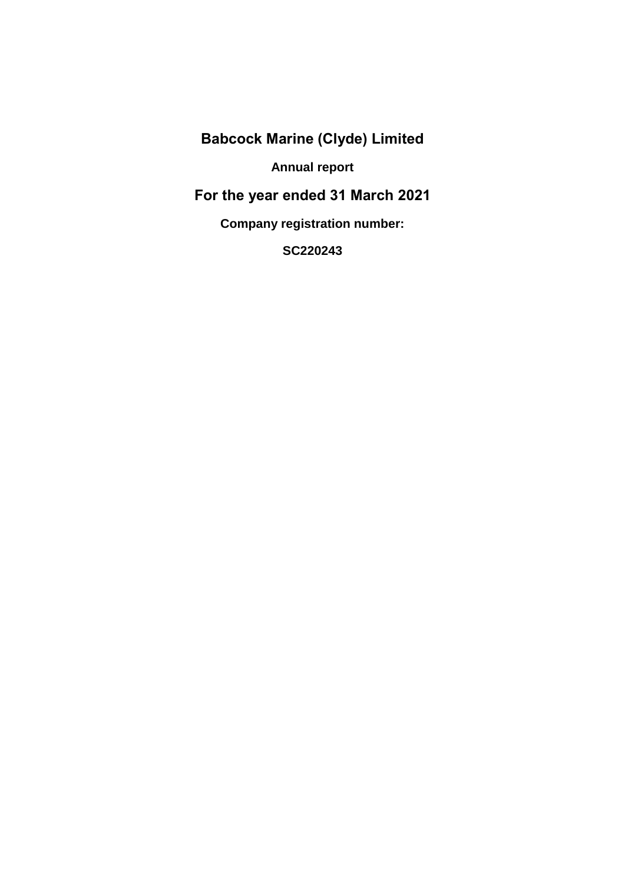# Babcock Marine (Clyde) Limited

**Annual report**

## For the year ended 31 March 2021

**Company registration number:**

**SC220243**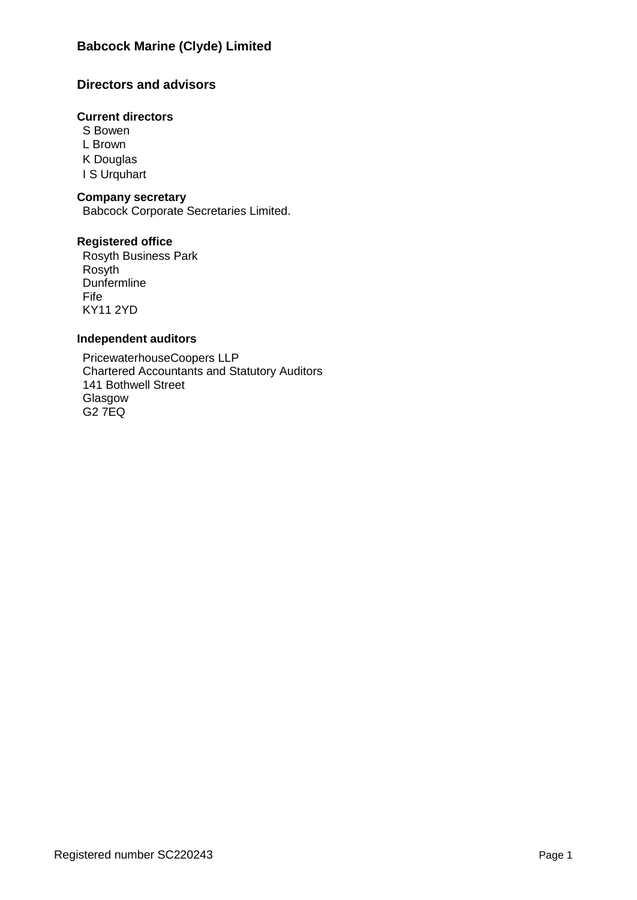# Babcock Marine (Clyde) Limited

## Directors and advisors

### Current directors

S Bowen
L Brown
K Douglas
I S Urquhart

### Company secretary

Babcock Corporate Secretaries Limited.

### Registered office

Rosyth Business Park
Rosyth
Dunfermline
Fife
KY11 2YD

### Independent auditors

PricewaterhouseCoopers LLP
Chartered Accountants and Statutory Auditors
141 Bothwell Street
Glasgow
G2 7EQ

Registered number SC220243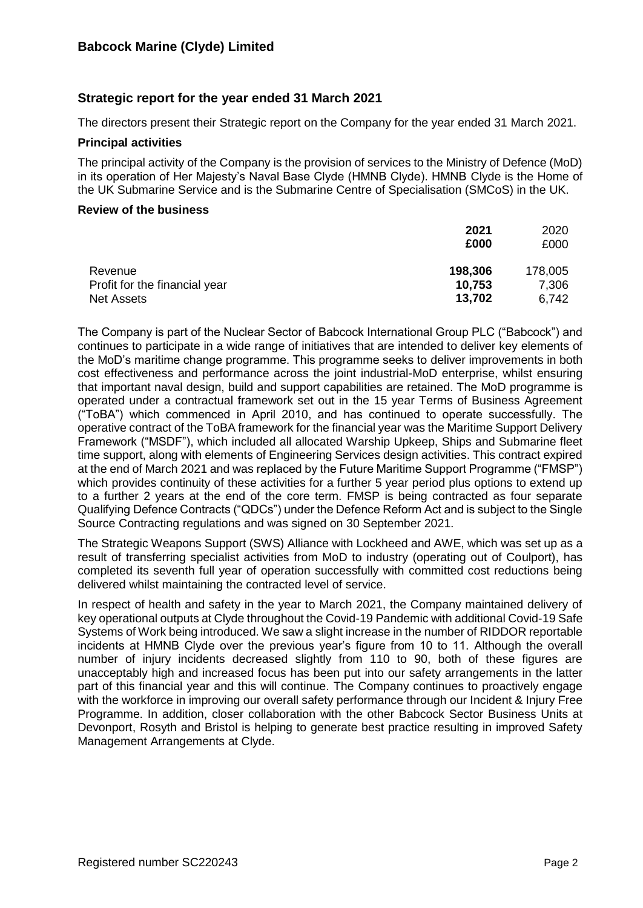# Babcock Marine (Clyde) Limited

## Strategic report for the year ended 31 March 2021

The directors present their Strategic report on the Company for the year ended 31 March 2021.

### Principal activities

The principal activity of the Company is the provision of services to the Ministry of Defence (MoD) in its operation of Her Majesty's Naval Base Clyde (HMNB Clyde). HMNB Clyde is the Home of the UK Submarine Service and is the Submarine Centre of Specialisation (SMCoS) in the UK.

### Review of the business

| | **2021** | 2020 |
|---|---|---|
| | **£000** | £000 |
| Revenue | **198,306** | 178,005 |
| Profit for the financial year | **10,753** | 7,306 |
| Net Assets | **13,702** | 6,742 |

The Company is part of the Nuclear Sector of Babcock International Group PLC ("Babcock") and continues to participate in a wide range of initiatives that are intended to deliver key elements of the MoD's maritime change programme. This programme seeks to deliver improvements in both cost effectiveness and performance across the joint industrial-MoD enterprise, whilst ensuring that important naval design, build and support capabilities are retained. The MoD programme is operated under a contractual framework set out in the 15 year Terms of Business Agreement ("ToBA") which commenced in April 2010, and has continued to operate successfully. The operative contract of the ToBA framework for the financial year was the Maritime Support Delivery Framework ("MSDF"), which included all allocated Warship Upkeep, Ships and Submarine fleet time support, along with elements of Engineering Services design activities. This contract expired at the end of March 2021 and was replaced by the Future Maritime Support Programme ("FMSP") which provides continuity of these activities for a further 5 year period plus options to extend up to a further 2 years at the end of the core term. FMSP is being contracted as four separate Qualifying Defence Contracts ("QDCs") under the Defence Reform Act and is subject to the Single Source Contracting regulations and was signed on 30 September 2021.

The Strategic Weapons Support (SWS) Alliance with Lockheed and AWE, which was set up as a result of transferring specialist activities from MoD to industry (operating out of Coulport), has completed its seventh full year of operation successfully with committed cost reductions being delivered whilst maintaining the contracted level of service.

In respect of health and safety in the year to March 2021, the Company maintained delivery of key operational outputs at Clyde throughout the Covid-19 Pandemic with additional Covid-19 Safe Systems of Work being introduced. We saw a slight increase in the number of RIDDOR reportable incidents at HMNB Clyde over the previous year's figure from 10 to 11. Although the overall number of injury incidents decreased slightly from 110 to 90, both of these figures are unacceptably high and increased focus has been put into our safety arrangements in the latter part of this financial year and this will continue. The Company continues to proactively engage with the workforce in improving our overall safety performance through our Incident & Injury Free Programme. In addition, closer collaboration with the other Babcock Sector Business Units at Devonport, Rosyth and Bristol is helping to generate best practice resulting in improved Safety Management Arrangements at Clyde.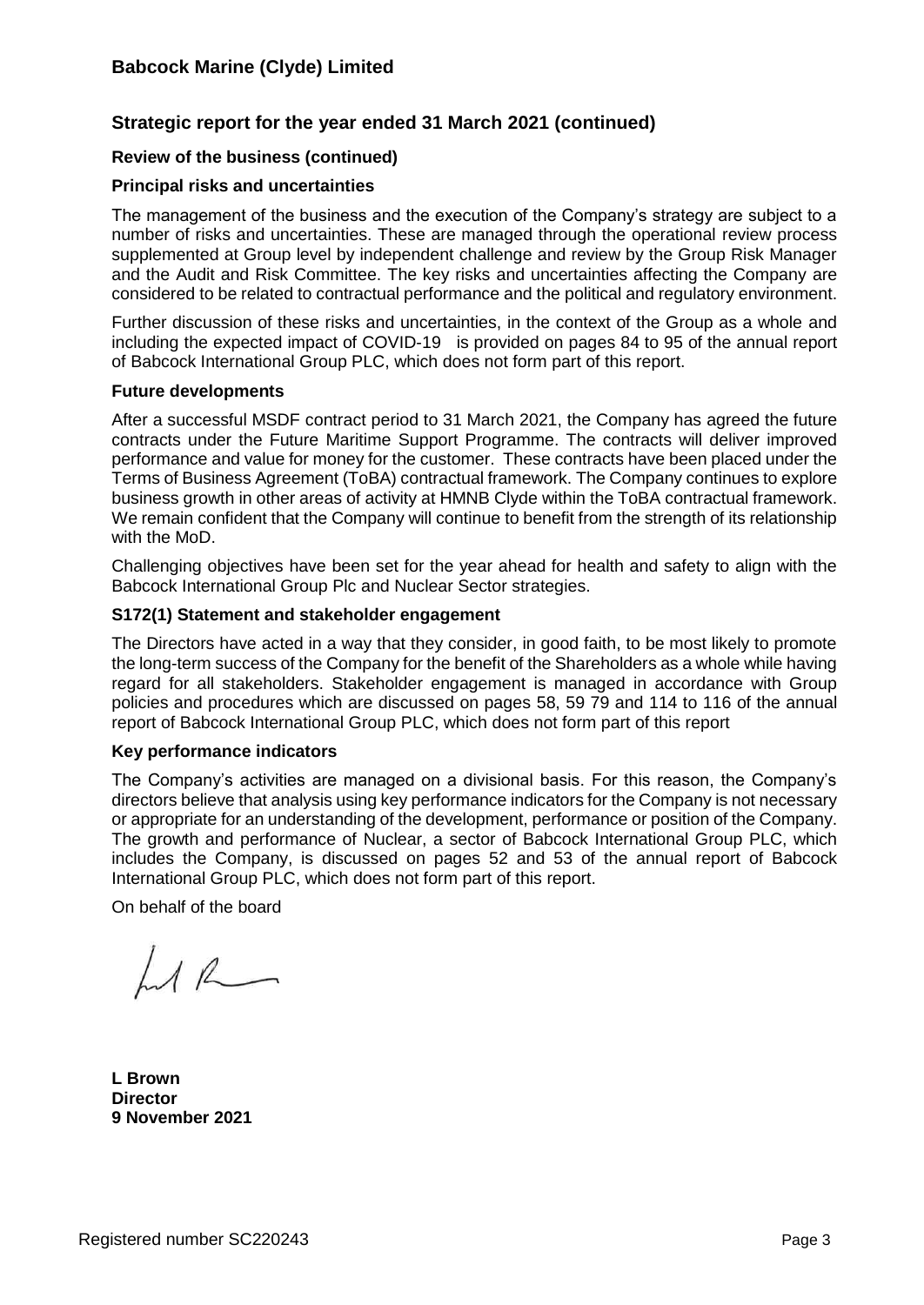# Babcock Marine (Clyde) Limited

## Strategic report for the year ended 31 March 2021 (continued)

### Review of the business (continued)

### Principal risks and uncertainties

The management of the business and the execution of the Company's strategy are subject to a number of risks and uncertainties. These are managed through the operational review process supplemented at Group level by independent challenge and review by the Group Risk Manager and the Audit and Risk Committee. The key risks and uncertainties affecting the Company are considered to be related to contractual performance and the political and regulatory environment.

Further discussion of these risks and uncertainties, in the context of the Group as a whole and including the expected impact of COVID-19 is provided on pages 84 to 95 of the annual report of Babcock International Group PLC, which does not form part of this report.

### Future developments

After a successful MSDF contract period to 31 March 2021, the Company has agreed the future contracts under the Future Maritime Support Programme. The contracts will deliver improved performance and value for money for the customer. These contracts have been placed under the Terms of Business Agreement (ToBA) contractual framework. The Company continues to explore business growth in other areas of activity at HMNB Clyde within the ToBA contractual framework. We remain confident that the Company will continue to benefit from the strength of its relationship with the MoD.

Challenging objectives have been set for the year ahead for health and safety to align with the Babcock International Group Plc and Nuclear Sector strategies.

### S172(1) Statement and stakeholder engagement

The Directors have acted in a way that they consider, in good faith, to be most likely to promote the long-term success of the Company for the benefit of the Shareholders as a whole while having regard for all stakeholders. Stakeholder engagement is managed in accordance with Group policies and procedures which are discussed on pages 58, 59 79 and 114 to 116 of the annual report of Babcock International Group PLC, which does not form part of this report

### Key performance indicators

The Company's activities are managed on a divisional basis. For this reason, the Company's directors believe that analysis using key performance indicators for the Company is not necessary or appropriate for an understanding of the development, performance or position of the Company. The growth and performance of Nuclear, a sector of Babcock International Group PLC, which includes the Company, is discussed on pages 52 and 53 of the annual report of Babcock International Group PLC, which does not form part of this report.

On behalf of the board

**L Brown**
**Director**
**9 November 2021**

Registered number SC220243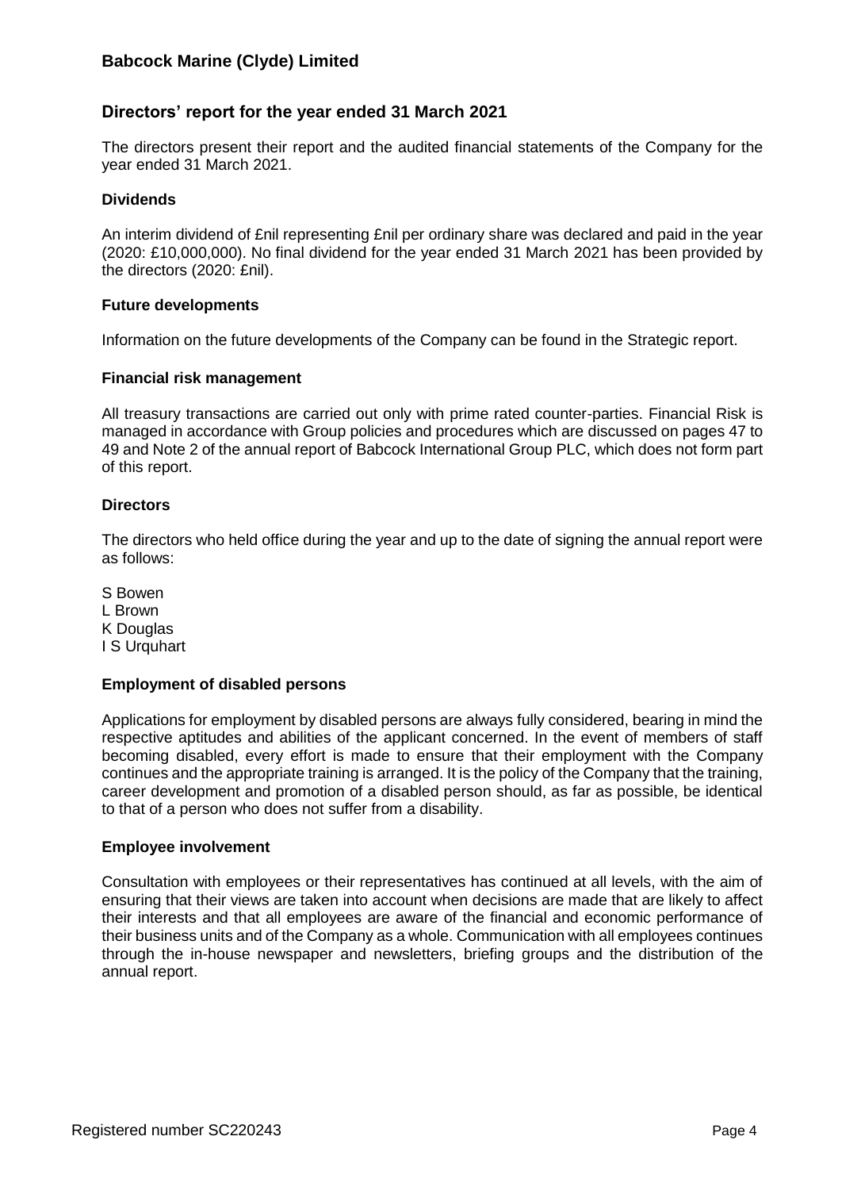# Babcock Marine (Clyde) Limited

## Directors' report for the year ended 31 March 2021

The directors present their report and the audited financial statements of the Company for the year ended 31 March 2021.

### Dividends

An interim dividend of £nil representing £nil per ordinary share was declared and paid in the year (2020: £10,000,000). No final dividend for the year ended 31 March 2021 has been provided by the directors (2020: £nil).

### Future developments

Information on the future developments of the Company can be found in the Strategic report.

### Financial risk management

All treasury transactions are carried out only with prime rated counter-parties. Financial Risk is managed in accordance with Group policies and procedures which are discussed on pages 47 to 49 and Note 2 of the annual report of Babcock International Group PLC, which does not form part of this report.

### Directors

The directors who held office during the year and up to the date of signing the annual report were as follows:

S Bowen
L Brown
K Douglas
I S Urquhart

### Employment of disabled persons

Applications for employment by disabled persons are always fully considered, bearing in mind the respective aptitudes and abilities of the applicant concerned. In the event of members of staff becoming disabled, every effort is made to ensure that their employment with the Company continues and the appropriate training is arranged. It is the policy of the Company that the training, career development and promotion of a disabled person should, as far as possible, be identical to that of a person who does not suffer from a disability.

### Employee involvement

Consultation with employees or their representatives has continued at all levels, with the aim of ensuring that their views are taken into account when decisions are made that are likely to affect their interests and that all employees are aware of the financial and economic performance of their business units and of the Company as a whole. Communication with all employees continues through the in-house newspaper and newsletters, briefing groups and the distribution of the annual report.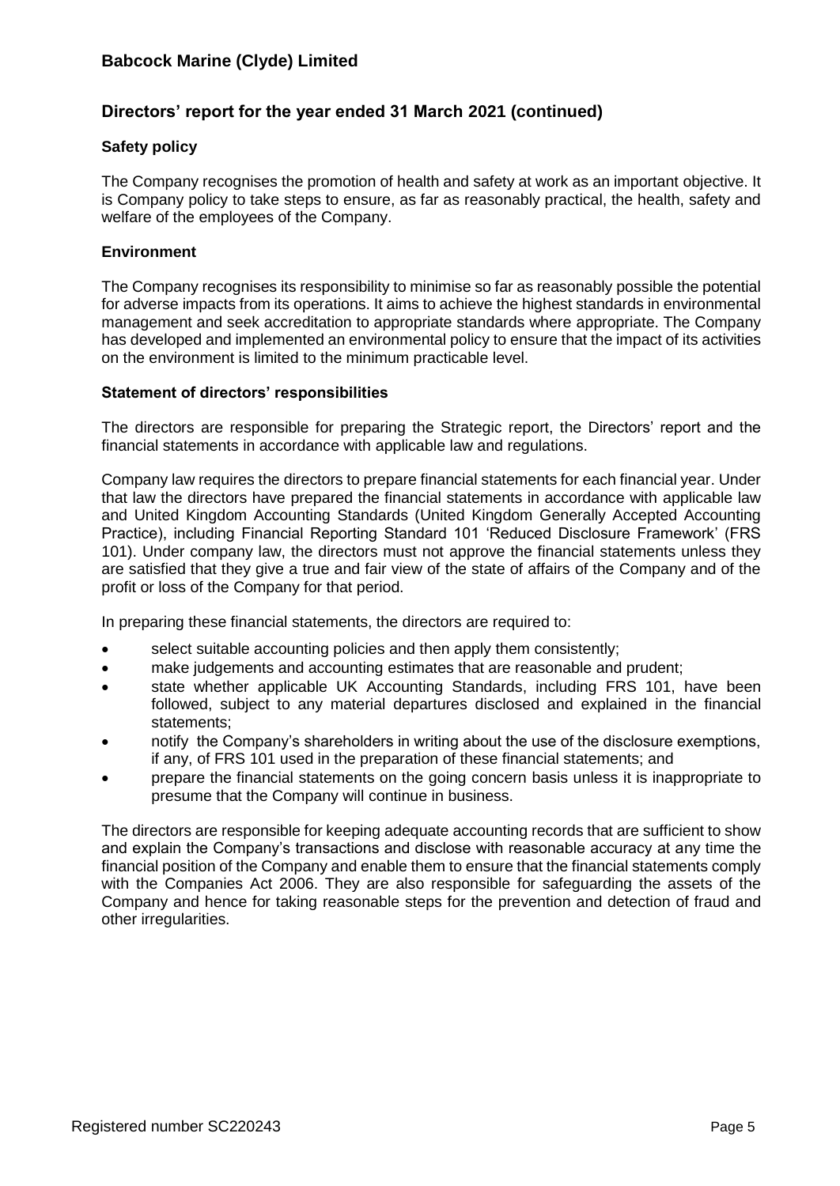## Directors' report for the year ended 31 March 2021 (continued)

### Safety policy

The Company recognises the promotion of health and safety at work as an important objective. It is Company policy to take steps to ensure, as far as reasonably practical, the health, safety and welfare of the employees of the Company.

### Environment

The Company recognises its responsibility to minimise so far as reasonably possible the potential for adverse impacts from its operations. It aims to achieve the highest standards in environmental management and seek accreditation to appropriate standards where appropriate. The Company has developed and implemented an environmental policy to ensure that the impact of its activities on the environment is limited to the minimum practicable level.

### Statement of directors' responsibilities

The directors are responsible for preparing the Strategic report, the Directors' report and the financial statements in accordance with applicable law and regulations.

Company law requires the directors to prepare financial statements for each financial year. Under that law the directors have prepared the financial statements in accordance with applicable law and United Kingdom Accounting Standards (United Kingdom Generally Accepted Accounting Practice), including Financial Reporting Standard 101 'Reduced Disclosure Framework' (FRS 101). Under company law, the directors must not approve the financial statements unless they are satisfied that they give a true and fair view of the state of affairs of the Company and of the profit or loss of the Company for that period.

In preparing these financial statements, the directors are required to:

- select suitable accounting policies and then apply them consistently;
- make judgements and accounting estimates that are reasonable and prudent;
- state whether applicable UK Accounting Standards, including FRS 101, have been followed, subject to any material departures disclosed and explained in the financial statements;
- notify the Company's shareholders in writing about the use of the disclosure exemptions, if any, of FRS 101 used in the preparation of these financial statements; and
- prepare the financial statements on the going concern basis unless it is inappropriate to presume that the Company will continue in business.

The directors are responsible for keeping adequate accounting records that are sufficient to show and explain the Company's transactions and disclose with reasonable accuracy at any time the financial position of the Company and enable them to ensure that the financial statements comply with the Companies Act 2006. They are also responsible for safeguarding the assets of the Company and hence for taking reasonable steps for the prevention and detection of fraud and other irregularities.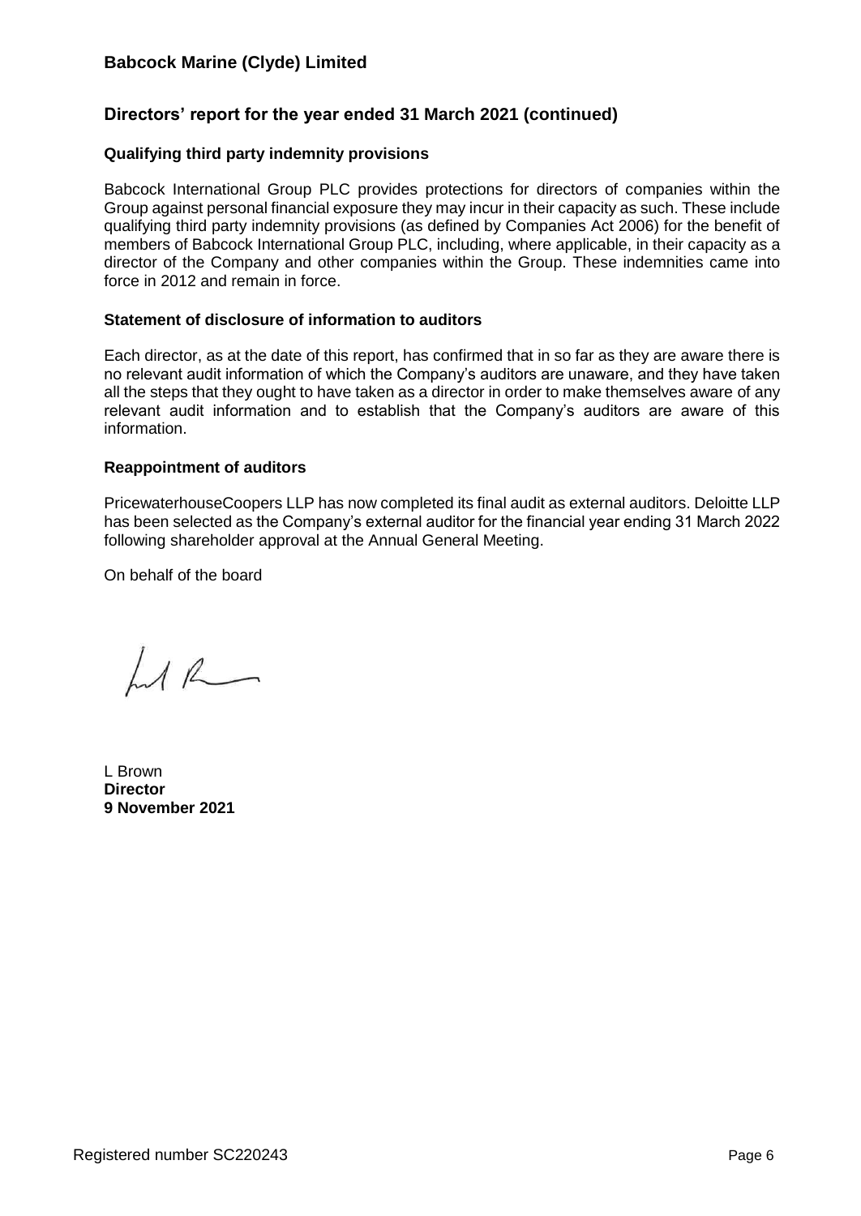# Babcock Marine (Clyde) Limited

## Directors' report for the year ended 31 March 2021 (continued)

### Qualifying third party indemnity provisions

Babcock International Group PLC provides protections for directors of companies within the Group against personal financial exposure they may incur in their capacity as such. These include qualifying third party indemnity provisions (as defined by Companies Act 2006) for the benefit of members of Babcock International Group PLC, including, where applicable, in their capacity as a director of the Company and other companies within the Group. These indemnities came into force in 2012 and remain in force.

### Statement of disclosure of information to auditors

Each director, as at the date of this report, has confirmed that in so far as they are aware there is no relevant audit information of which the Company's auditors are unaware, and they have taken all the steps that they ought to have taken as a director in order to make themselves aware of any relevant audit information and to establish that the Company's auditors are aware of this information.

### Reappointment of auditors

PricewaterhouseCoopers LLP has now completed its final audit as external auditors. Deloitte LLP has been selected as the Company's external auditor for the financial year ending 31 March 2022 following shareholder approval at the Annual General Meeting.

On behalf of the board

L Brown
**Director**
**9 November 2021**

Registered number SC220243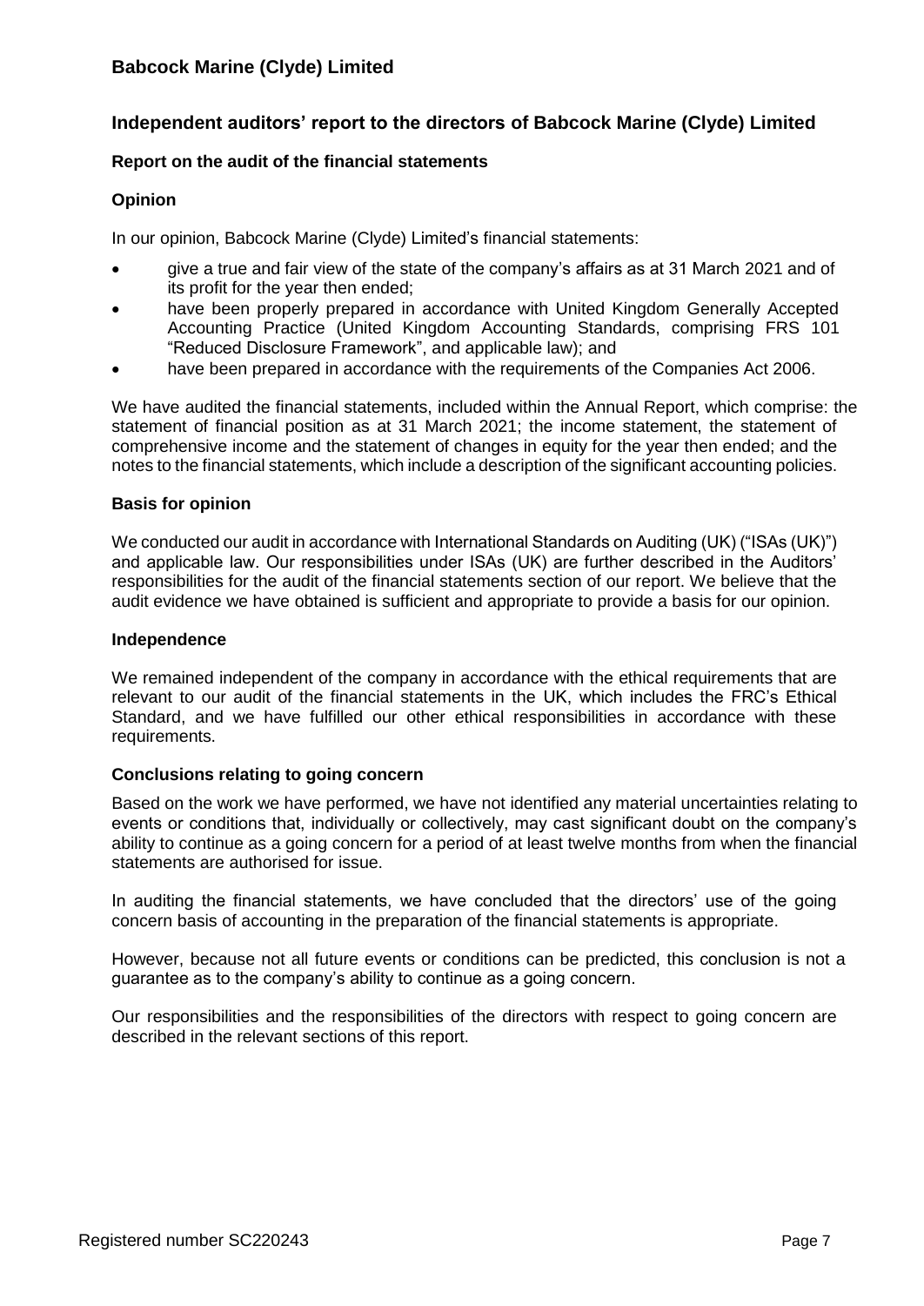## Independent auditors' report to the directors of Babcock Marine (Clyde) Limited

### Report on the audit of the financial statements

### Opinion

In our opinion, Babcock Marine (Clyde) Limited's financial statements:

- give a true and fair view of the state of the company's affairs as at 31 March 2021 and of its profit for the year then ended;
- have been properly prepared in accordance with United Kingdom Generally Accepted Accounting Practice (United Kingdom Accounting Standards, comprising FRS 101 "Reduced Disclosure Framework", and applicable law); and
- have been prepared in accordance with the requirements of the Companies Act 2006.

We have audited the financial statements, included within the Annual Report, which comprise: the statement of financial position as at 31 March 2021; the income statement, the statement of comprehensive income and the statement of changes in equity for the year then ended; and the notes to the financial statements, which include a description of the significant accounting policies.

### Basis for opinion

We conducted our audit in accordance with International Standards on Auditing (UK) ("ISAs (UK)") and applicable law. Our responsibilities under ISAs (UK) are further described in the Auditors' responsibilities for the audit of the financial statements section of our report. We believe that the audit evidence we have obtained is sufficient and appropriate to provide a basis for our opinion.

### Independence

We remained independent of the company in accordance with the ethical requirements that are relevant to our audit of the financial statements in the UK, which includes the FRC's Ethical Standard, and we have fulfilled our other ethical responsibilities in accordance with these requirements.

### Conclusions relating to going concern

Based on the work we have performed, we have not identified any material uncertainties relating to events or conditions that, individually or collectively, may cast significant doubt on the company's ability to continue as a going concern for a period of at least twelve months from when the financial statements are authorised for issue.

In auditing the financial statements, we have concluded that the directors' use of the going concern basis of accounting in the preparation of the financial statements is appropriate.

However, because not all future events or conditions can be predicted, this conclusion is not a guarantee as to the company's ability to continue as a going concern.

Our responsibilities and the responsibilities of the directors with respect to going concern are described in the relevant sections of this report.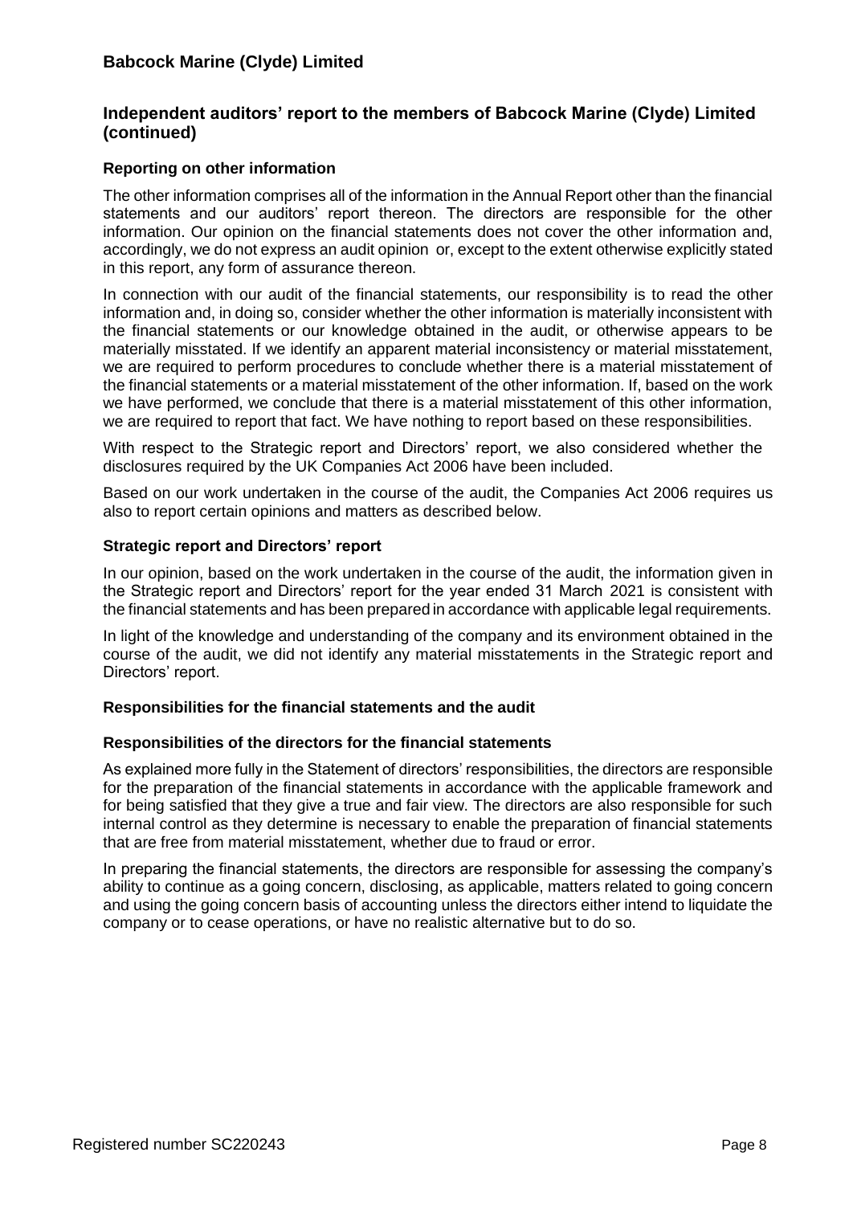## Independent auditors' report to the members of Babcock Marine (Clyde) Limited (continued)

### Reporting on other information

The other information comprises all of the information in the Annual Report other than the financial statements and our auditors' report thereon. The directors are responsible for the other information. Our opinion on the financial statements does not cover the other information and, accordingly, we do not express an audit opinion or, except to the extent otherwise explicitly stated in this report, any form of assurance thereon.

In connection with our audit of the financial statements, our responsibility is to read the other information and, in doing so, consider whether the other information is materially inconsistent with the financial statements or our knowledge obtained in the audit, or otherwise appears to be materially misstated. If we identify an apparent material inconsistency or material misstatement, we are required to perform procedures to conclude whether there is a material misstatement of the financial statements or a material misstatement of the other information. If, based on the work we have performed, we conclude that there is a material misstatement of this other information, we are required to report that fact. We have nothing to report based on these responsibilities.

With respect to the Strategic report and Directors' report, we also considered whether the disclosures required by the UK Companies Act 2006 have been included.

Based on our work undertaken in the course of the audit, the Companies Act 2006 requires us also to report certain opinions and matters as described below.

### Strategic report and Directors' report

In our opinion, based on the work undertaken in the course of the audit, the information given in the Strategic report and Directors' report for the year ended 31 March 2021 is consistent with the financial statements and has been prepared in accordance with applicable legal requirements.

In light of the knowledge and understanding of the company and its environment obtained in the course of the audit, we did not identify any material misstatements in the Strategic report and Directors' report.

### Responsibilities for the financial statements and the audit

### Responsibilities of the directors for the financial statements

As explained more fully in the Statement of directors' responsibilities, the directors are responsible for the preparation of the financial statements in accordance with the applicable framework and for being satisfied that they give a true and fair view. The directors are also responsible for such internal control as they determine is necessary to enable the preparation of financial statements that are free from material misstatement, whether due to fraud or error.

In preparing the financial statements, the directors are responsible for assessing the company's ability to continue as a going concern, disclosing, as applicable, matters related to going concern and using the going concern basis of accounting unless the directors either intend to liquidate the company or to cease operations, or have no realistic alternative but to do so.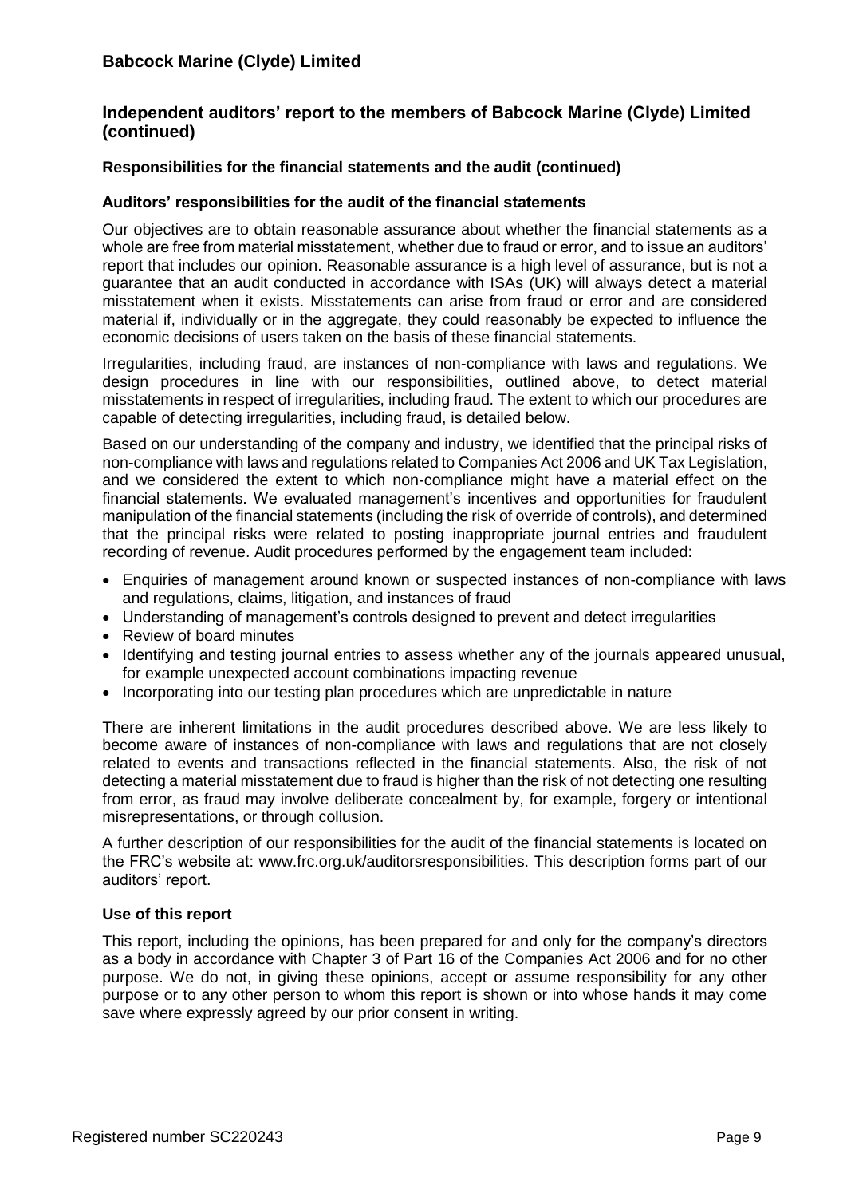## Independent auditors' report to the members of Babcock Marine (Clyde) Limited (continued)

### Responsibilities for the financial statements and the audit (continued)

### Auditors' responsibilities for the audit of the financial statements

Our objectives are to obtain reasonable assurance about whether the financial statements as a whole are free from material misstatement, whether due to fraud or error, and to issue an auditors' report that includes our opinion. Reasonable assurance is a high level of assurance, but is not a guarantee that an audit conducted in accordance with ISAs (UK) will always detect a material misstatement when it exists. Misstatements can arise from fraud or error and are considered material if, individually or in the aggregate, they could reasonably be expected to influence the economic decisions of users taken on the basis of these financial statements.

Irregularities, including fraud, are instances of non-compliance with laws and regulations. We design procedures in line with our responsibilities, outlined above, to detect material misstatements in respect of irregularities, including fraud. The extent to which our procedures are capable of detecting irregularities, including fraud, is detailed below.

Based on our understanding of the company and industry, we identified that the principal risks of non-compliance with laws and regulations related to Companies Act 2006 and UK Tax Legislation, and we considered the extent to which non-compliance might have a material effect on the financial statements. We evaluated management's incentives and opportunities for fraudulent manipulation of the financial statements (including the risk of override of controls), and determined that the principal risks were related to posting inappropriate journal entries and fraudulent recording of revenue. Audit procedures performed by the engagement team included:

- Enquiries of management around known or suspected instances of non-compliance with laws and regulations, claims, litigation, and instances of fraud
- Understanding of management's controls designed to prevent and detect irregularities
- Review of board minutes
- Identifying and testing journal entries to assess whether any of the journals appeared unusual, for example unexpected account combinations impacting revenue
- Incorporating into our testing plan procedures which are unpredictable in nature

There are inherent limitations in the audit procedures described above. We are less likely to become aware of instances of non-compliance with laws and regulations that are not closely related to events and transactions reflected in the financial statements. Also, the risk of not detecting a material misstatement due to fraud is higher than the risk of not detecting one resulting from error, as fraud may involve deliberate concealment by, for example, forgery or intentional misrepresentations, or through collusion.

A further description of our responsibilities for the audit of the financial statements is located on the FRC's website at: www.frc.org.uk/auditorsresponsibilities. This description forms part of our auditors' report.

### Use of this report

This report, including the opinions, has been prepared for and only for the company's directors as a body in accordance with Chapter 3 of Part 16 of the Companies Act 2006 and for no other purpose. We do not, in giving these opinions, accept or assume responsibility for any other purpose or to any other person to whom this report is shown or into whose hands it may come save where expressly agreed by our prior consent in writing.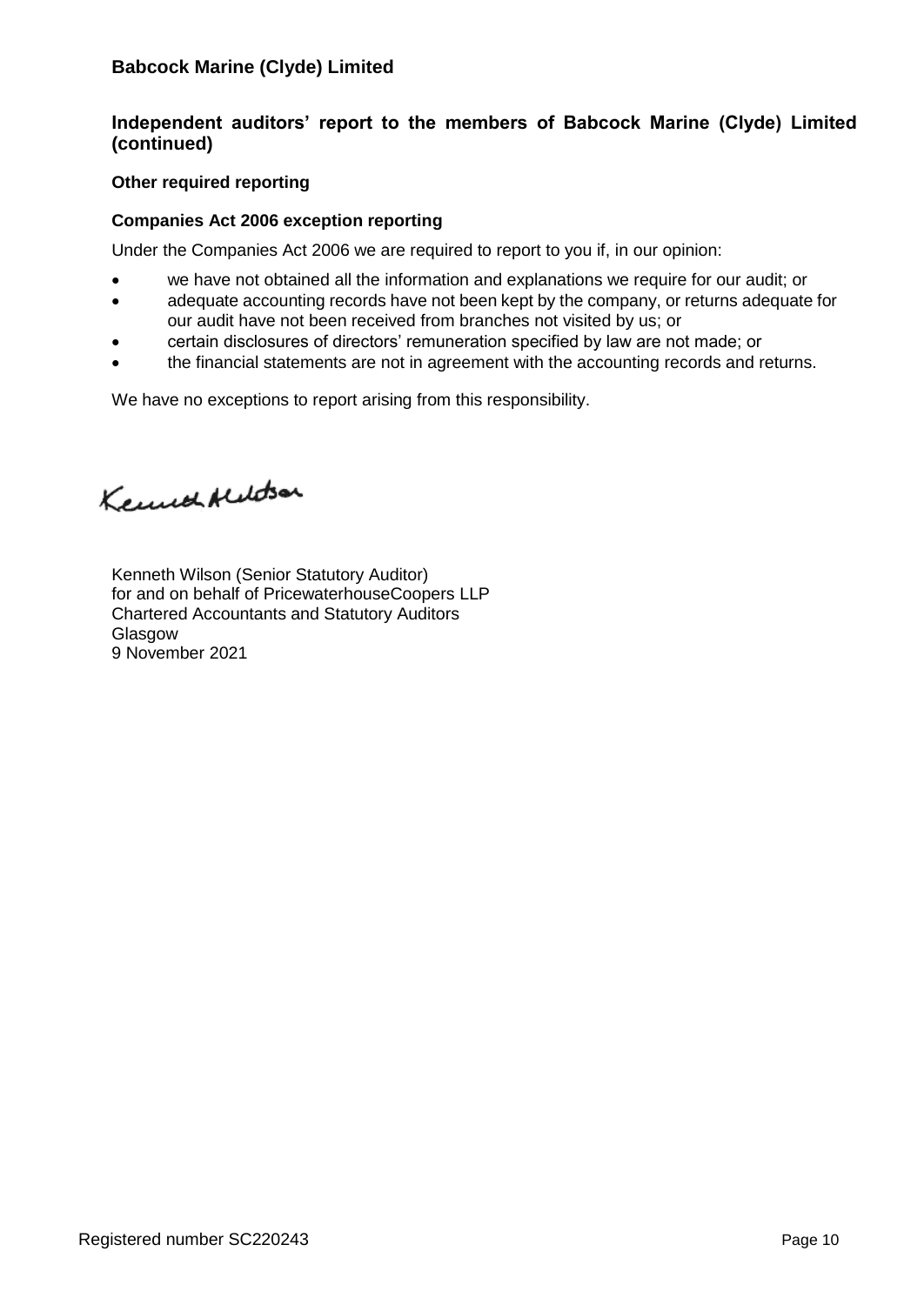## Independent auditors' report to the members of Babcock Marine (Clyde) Limited (continued)

### Other required reporting

### Companies Act 2006 exception reporting

Under the Companies Act 2006 we are required to report to you if, in our opinion:

- we have not obtained all the information and explanations we require for our audit; or
- adequate accounting records have not been kept by the company, or returns adequate for our audit have not been received from branches not visited by us; or
- certain disclosures of directors' remuneration specified by law are not made; or
- the financial statements are not in agreement with the accounting records and returns.

We have no exceptions to report arising from this responsibility.

Kenneth Wilson (Senior Statutory Auditor)
for and on behalf of PricewaterhouseCoopers LLP
Chartered Accountants and Statutory Auditors
Glasgow
9 November 2021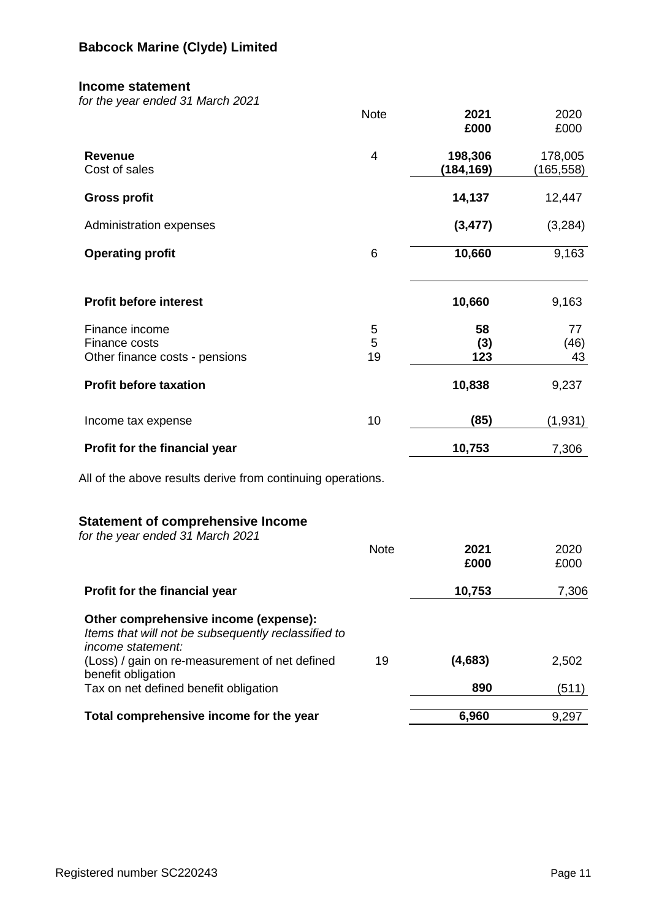## Babcock Marine (Clyde) Limited

### Income statement

*for the year ended 31 March 2021*

| | Note | 2021 £000 | 2020 £000 |
|---|---|---|---|
| **Revenue** | 4 | **198,306** | 178,005 |
| Cost of sales | | **(184,169)** | (165,558) |
| **Gross profit** | | **14,137** | 12,447 |
| Administration expenses | | **(3,477)** | (3,284) |
| **Operating profit** | 6 | **10,660** | 9,163 |
| **Profit before interest** | | **10,660** | 9,163 |
| Finance income | 5 | **58** | 77 |
| Finance costs | 5 | **(3)** | (46) |
| Other finance costs - pensions | 19 | **123** | 43 |
| **Profit before taxation** | | **10,838** | 9,237 |
| Income tax expense | 10 | **(85)** | (1,931) |
| **Profit for the financial year** | | **10,753** | 7,306 |

All of the above results derive from continuing operations.

### Statement of comprehensive Income

*for the year ended 31 March 2021*

| | Note | 2021 £000 | 2020 £000 |
|---|---|---|---|
| **Profit for the financial year** | | **10,753** | 7,306 |
| **Other comprehensive income (expense):** | | | |
| *Items that will not be subsequently reclassified to income statement:* | | | |
| (Loss) / gain on re-measurement of net defined benefit obligation | 19 | **(4,683)** | 2,502 |
| Tax on net defined benefit obligation | | **890** | (511) |
| **Total comprehensive income for the year** | | **6,960** | 9,297 |

Registered number SC220243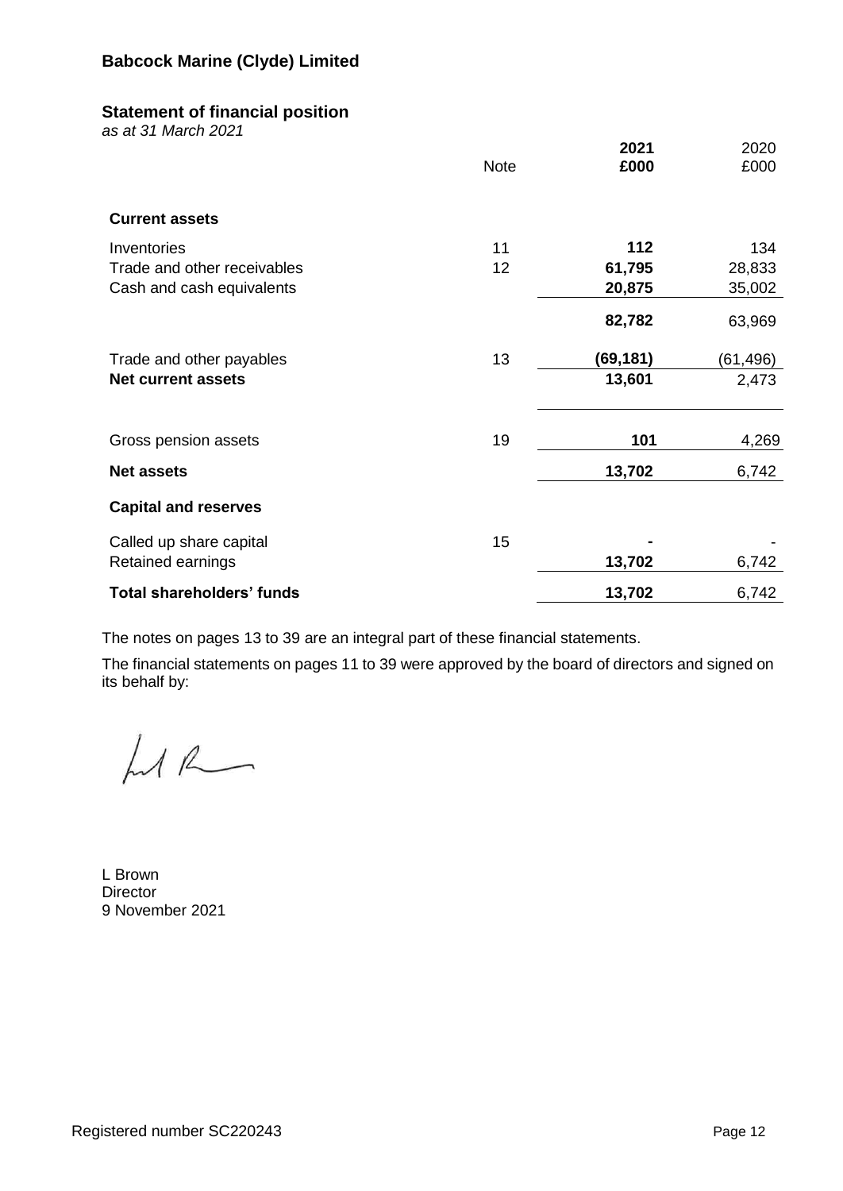# Babcock Marine (Clyde) Limited

## Statement of financial position

*as at 31 March 2021*

| | Note | **2021 £000** | 2020 £000 |
|---|---|---|---|
| **Current assets** | | | |
| Inventories | 11 | **112** | 134 |
| Trade and other receivables | 12 | **61,795** | 28,833 |
| Cash and cash equivalents | | **20,875** | 35,002 |
| | | **82,782** | 63,969 |
| Trade and other payables | 13 | **(69,181)** | (61,496) |
| **Net current assets** | | **13,601** | 2,473 |
| Gross pension assets | 19 | **101** | 4,269 |
| **Net assets** | | **13,702** | 6,742 |
| **Capital and reserves** | | | |
| Called up share capital | 15 | **-** | - |
| Retained earnings | | **13,702** | 6,742 |
| **Total shareholders' funds** | | **13,702** | 6,742 |

The notes on pages 13 to 39 are an integral part of these financial statements.

The financial statements on pages 11 to 39 were approved by the board of directors and signed on its behalf by:

L Brown
Director
9 November 2021

Registered number SC220243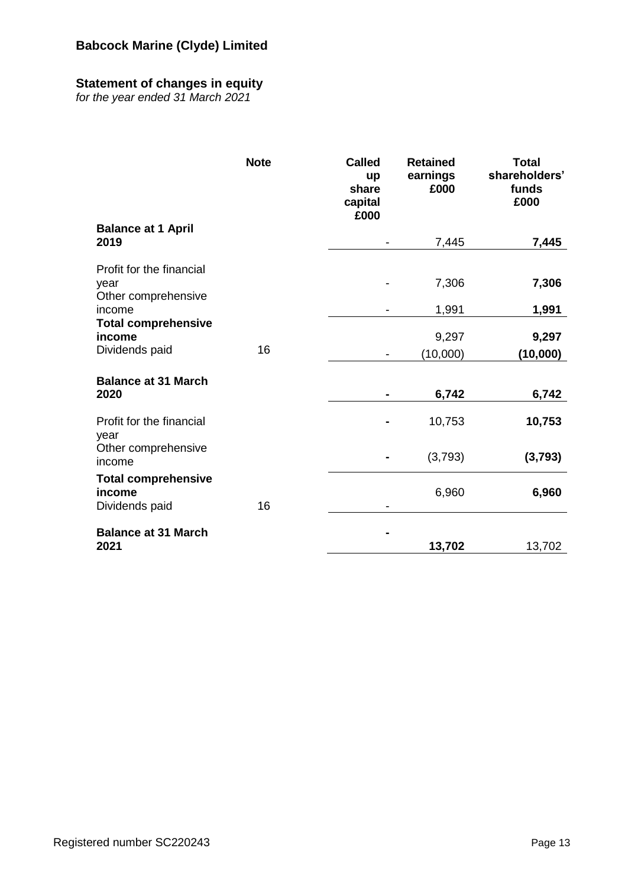# Babcock Marine (Clyde) Limited

## Statement of changes in equity

*for the year ended 31 March 2021*

| | Note | Called up share capital £000 | Retained earnings £000 | Total shareholders' funds £000 |
|---|---|---|---|---|
| **Balance at 1 April 2019** | | - | 7,445 | **7,445** |
| Profit for the financial year | | - | 7,306 | **7,306** |
| Other comprehensive income | | - | 1,991 | **1,991** |
| **Total comprehensive income** | | | 9,297 | **9,297** |
| Dividends paid | 16 | - | (10,000) | **(10,000)** |
| **Balance at 31 March 2020** | | **-** | **6,742** | **6,742** |
| Profit for the financial year | | **-** | 10,753 | **10,753** |
| Other comprehensive income | | **-** | (3,793) | **(3,793)** |
| **Total comprehensive income** | | | 6,960 | **6,960** |
| Dividends paid | 16 | - | | |
| **Balance at 31 March 2021** | | **-** | **13,702** | 13,702 |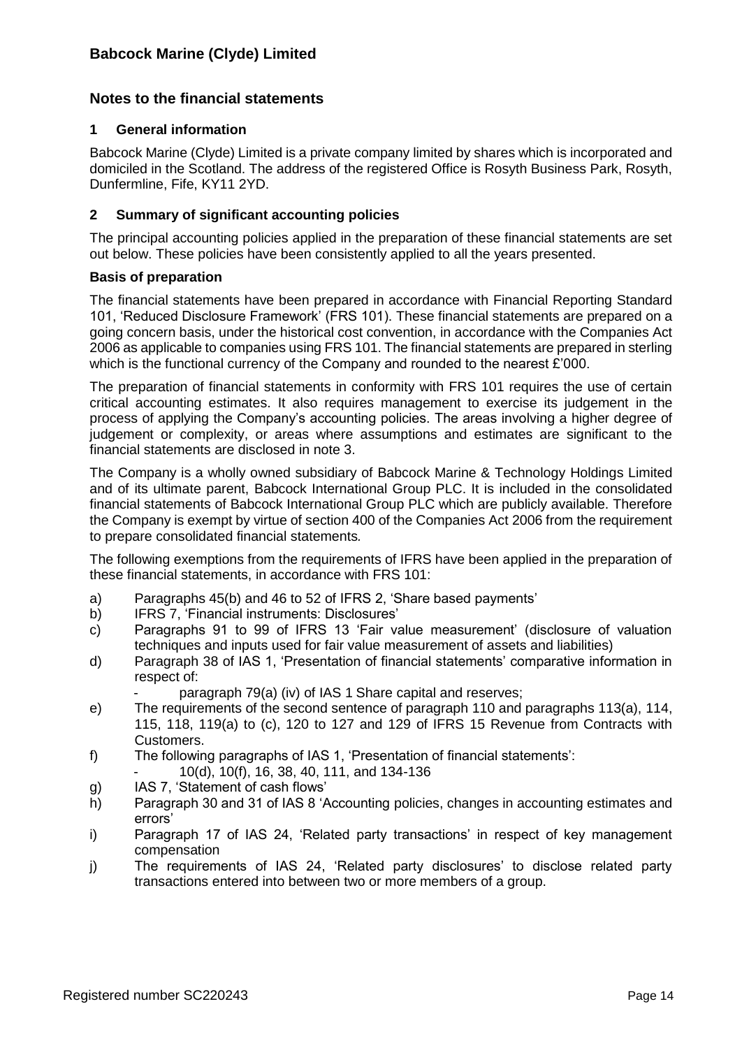# Babcock Marine (Clyde) Limited

## Notes to the financial statements

### 1 General information

Babcock Marine (Clyde) Limited is a private company limited by shares which is incorporated and domiciled in the Scotland. The address of the registered Office is Rosyth Business Park, Rosyth, Dunfermline, Fife, KY11 2YD.

### 2 Summary of significant accounting policies

The principal accounting policies applied in the preparation of these financial statements are set out below. These policies have been consistently applied to all the years presented.

**Basis of preparation**

The financial statements have been prepared in accordance with Financial Reporting Standard 101, 'Reduced Disclosure Framework' (FRS 101). These financial statements are prepared on a going concern basis, under the historical cost convention, in accordance with the Companies Act 2006 as applicable to companies using FRS 101. The financial statements are prepared in sterling which is the functional currency of the Company and rounded to the nearest £'000.

The preparation of financial statements in conformity with FRS 101 requires the use of certain critical accounting estimates. It also requires management to exercise its judgement in the process of applying the Company's accounting policies. The areas involving a higher degree of judgement or complexity, or areas where assumptions and estimates are significant to the financial statements are disclosed in note 3.

The Company is a wholly owned subsidiary of Babcock Marine & Technology Holdings Limited and of its ultimate parent, Babcock International Group PLC. It is included in the consolidated financial statements of Babcock International Group PLC which are publicly available. Therefore the Company is exempt by virtue of section 400 of the Companies Act 2006 from the requirement to prepare consolidated financial statements.

The following exemptions from the requirements of IFRS have been applied in the preparation of these financial statements, in accordance with FRS 101:

a) Paragraphs 45(b) and 46 to 52 of IFRS 2, 'Share based payments'
b) IFRS 7, 'Financial instruments: Disclosures'
c) Paragraphs 91 to 99 of IFRS 13 'Fair value measurement' (disclosure of valuation techniques and inputs used for fair value measurement of assets and liabilities)
d) Paragraph 38 of IAS 1, 'Presentation of financial statements' comparative information in respect of:
   - paragraph 79(a) (iv) of IAS 1 Share capital and reserves;
e) The requirements of the second sentence of paragraph 110 and paragraphs 113(a), 114, 115, 118, 119(a) to (c), 120 to 127 and 129 of IFRS 15 Revenue from Contracts with Customers.
f) The following paragraphs of IAS 1, 'Presentation of financial statements':
   - 10(d), 10(f), 16, 38, 40, 111, and 134-136
g) IAS 7, 'Statement of cash flows'
h) Paragraph 30 and 31 of IAS 8 'Accounting policies, changes in accounting estimates and errors'
i) Paragraph 17 of IAS 24, 'Related party transactions' in respect of key management compensation
j) The requirements of IAS 24, 'Related party disclosures' to disclose related party transactions entered into between two or more members of a group.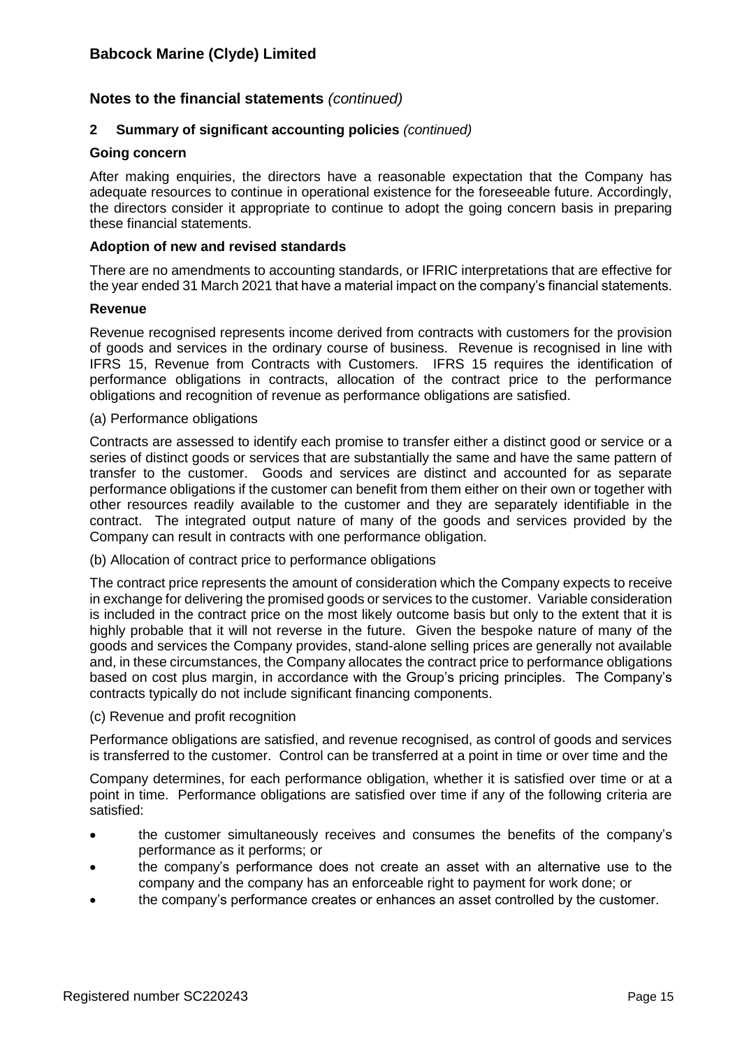## Notes to the financial statements *(continued)*

### 2 Summary of significant accounting policies *(continued)*

**Going concern**

After making enquiries, the directors have a reasonable expectation that the Company has adequate resources to continue in operational existence for the foreseeable future. Accordingly, the directors consider it appropriate to continue to adopt the going concern basis in preparing these financial statements.

**Adoption of new and revised standards**

There are no amendments to accounting standards, or IFRIC interpretations that are effective for the year ended 31 March 2021 that have a material impact on the company's financial statements.

**Revenue**

Revenue recognised represents income derived from contracts with customers for the provision of goods and services in the ordinary course of business. Revenue is recognised in line with IFRS 15, Revenue from Contracts with Customers. IFRS 15 requires the identification of performance obligations in contracts, allocation of the contract price to the performance obligations and recognition of revenue as performance obligations are satisfied.

(a) Performance obligations

Contracts are assessed to identify each promise to transfer either a distinct good or service or a series of distinct goods or services that are substantially the same and have the same pattern of transfer to the customer. Goods and services are distinct and accounted for as separate performance obligations if the customer can benefit from them either on their own or together with other resources readily available to the customer and they are separately identifiable in the contract. The integrated output nature of many of the goods and services provided by the Company can result in contracts with one performance obligation.

(b) Allocation of contract price to performance obligations

The contract price represents the amount of consideration which the Company expects to receive in exchange for delivering the promised goods or services to the customer. Variable consideration is included in the contract price on the most likely outcome basis but only to the extent that it is highly probable that it will not reverse in the future. Given the bespoke nature of many of the goods and services the Company provides, stand-alone selling prices are generally not available and, in these circumstances, the Company allocates the contract price to performance obligations based on cost plus margin, in accordance with the Group's pricing principles. The Company's contracts typically do not include significant financing components.

(c) Revenue and profit recognition

Performance obligations are satisfied, and revenue recognised, as control of goods and services is transferred to the customer. Control can be transferred at a point in time or over time and the

Company determines, for each performance obligation, whether it is satisfied over time or at a point in time. Performance obligations are satisfied over time if any of the following criteria are satisfied:

- the customer simultaneously receives and consumes the benefits of the company's performance as it performs; or
- the company's performance does not create an asset with an alternative use to the company and the company has an enforceable right to payment for work done; or
- the company's performance creates or enhances an asset controlled by the customer.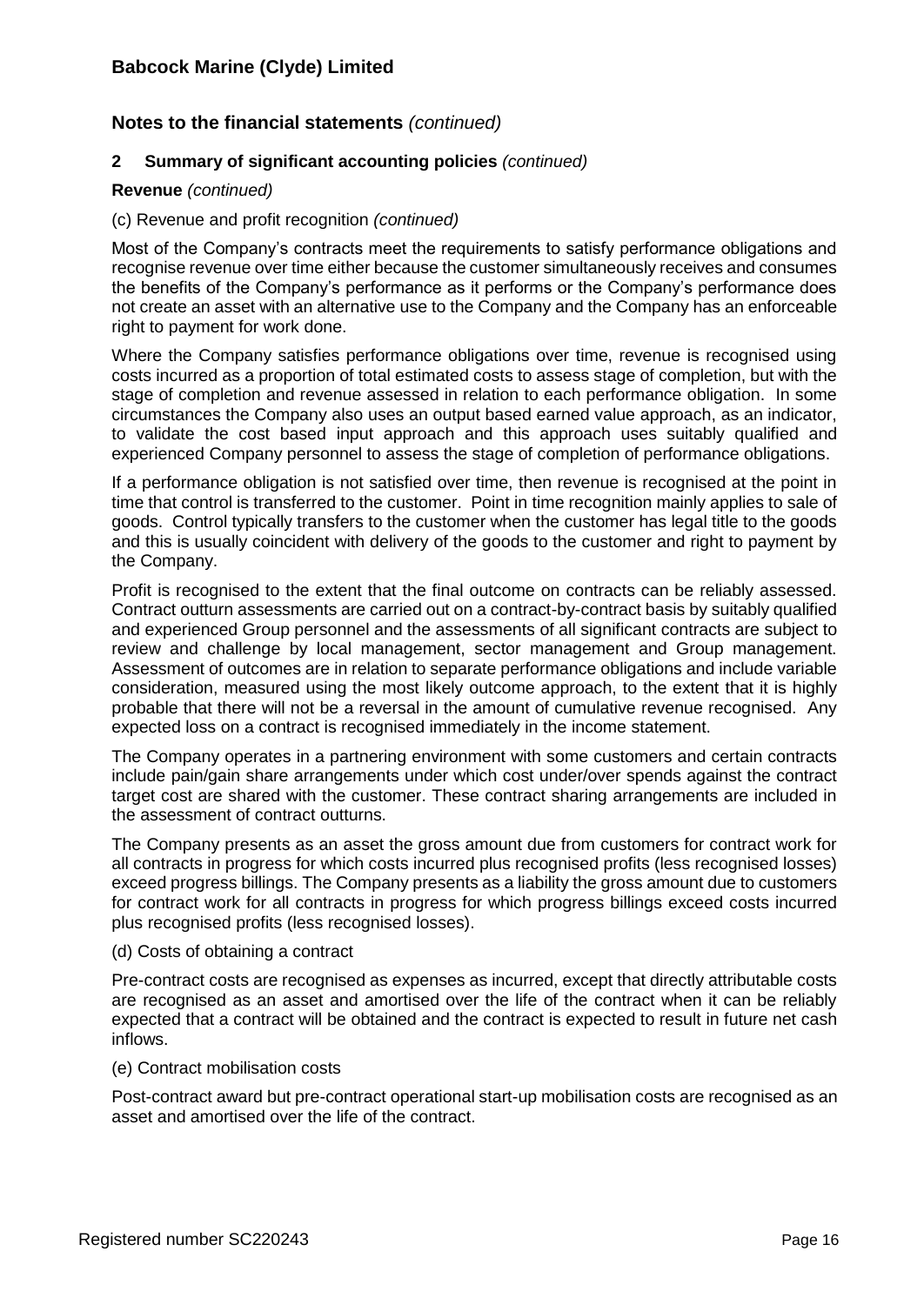## Notes to the financial statements *(continued)*

### 2 Summary of significant accounting policies *(continued)*

**Revenue** *(continued)*

(c) Revenue and profit recognition *(continued)*

Most of the Company's contracts meet the requirements to satisfy performance obligations and recognise revenue over time either because the customer simultaneously receives and consumes the benefits of the Company's performance as it performs or the Company's performance does not create an asset with an alternative use to the Company and the Company has an enforceable right to payment for work done.

Where the Company satisfies performance obligations over time, revenue is recognised using costs incurred as a proportion of total estimated costs to assess stage of completion, but with the stage of completion and revenue assessed in relation to each performance obligation. In some circumstances the Company also uses an output based earned value approach, as an indicator, to validate the cost based input approach and this approach uses suitably qualified and experienced Company personnel to assess the stage of completion of performance obligations.

If a performance obligation is not satisfied over time, then revenue is recognised at the point in time that control is transferred to the customer. Point in time recognition mainly applies to sale of goods. Control typically transfers to the customer when the customer has legal title to the goods and this is usually coincident with delivery of the goods to the customer and right to payment by the Company.

Profit is recognised to the extent that the final outcome on contracts can be reliably assessed. Contract outturn assessments are carried out on a contract-by-contract basis by suitably qualified and experienced Group personnel and the assessments of all significant contracts are subject to review and challenge by local management, sector management and Group management. Assessment of outcomes are in relation to separate performance obligations and include variable consideration, measured using the most likely outcome approach, to the extent that it is highly probable that there will not be a reversal in the amount of cumulative revenue recognised. Any expected loss on a contract is recognised immediately in the income statement.

The Company operates in a partnering environment with some customers and certain contracts include pain/gain share arrangements under which cost under/over spends against the contract target cost are shared with the customer. These contract sharing arrangements are included in the assessment of contract outturns.

The Company presents as an asset the gross amount due from customers for contract work for all contracts in progress for which costs incurred plus recognised profits (less recognised losses) exceed progress billings. The Company presents as a liability the gross amount due to customers for contract work for all contracts in progress for which progress billings exceed costs incurred plus recognised profits (less recognised losses).

(d) Costs of obtaining a contract

Pre-contract costs are recognised as expenses as incurred, except that directly attributable costs are recognised as an asset and amortised over the life of the contract when it can be reliably expected that a contract will be obtained and the contract is expected to result in future net cash inflows.

(e) Contract mobilisation costs

Post-contract award but pre-contract operational start-up mobilisation costs are recognised as an asset and amortised over the life of the contract.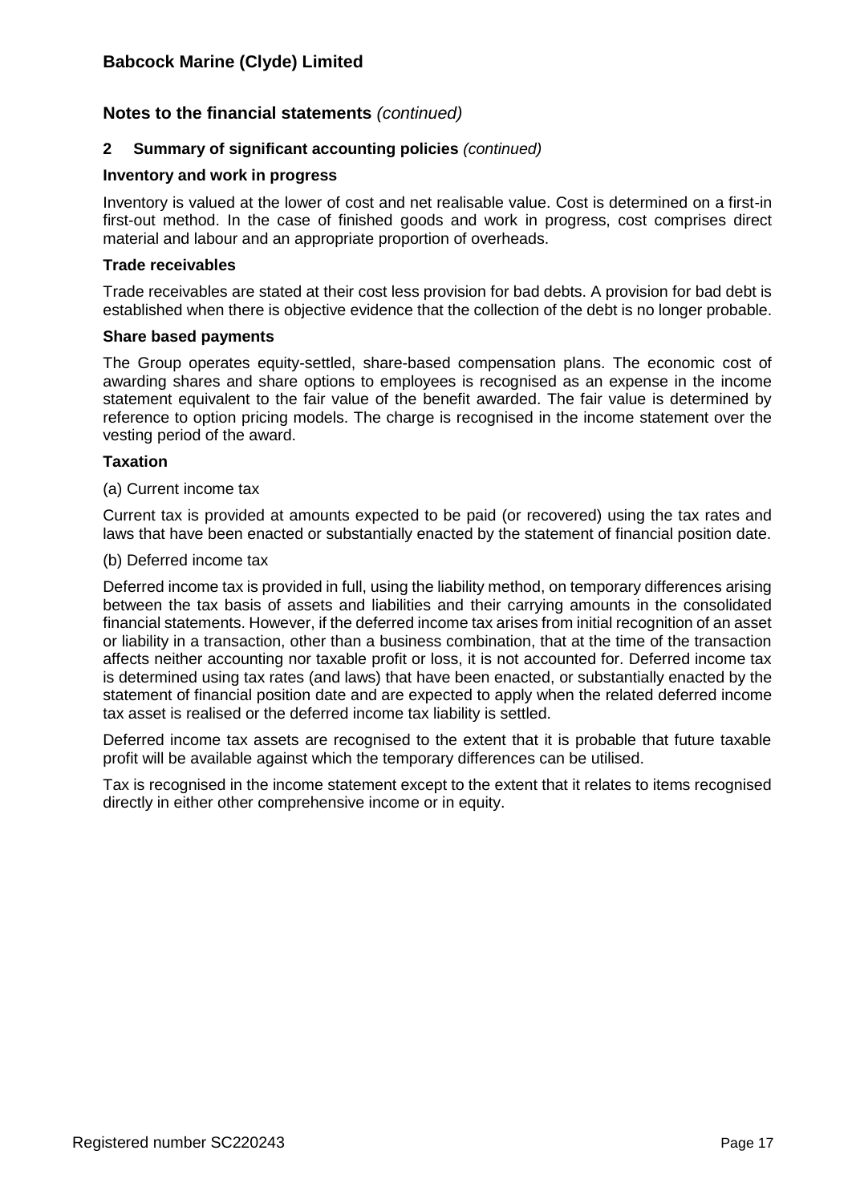## Notes to the financial statements *(continued)*

### 2 Summary of significant accounting policies *(continued)*

**Inventory and work in progress**

Inventory is valued at the lower of cost and net realisable value. Cost is determined on a first-in first-out method. In the case of finished goods and work in progress, cost comprises direct material and labour and an appropriate proportion of overheads.

**Trade receivables**

Trade receivables are stated at their cost less provision for bad debts. A provision for bad debt is established when there is objective evidence that the collection of the debt is no longer probable.

**Share based payments**

The Group operates equity-settled, share-based compensation plans. The economic cost of awarding shares and share options to employees is recognised as an expense in the income statement equivalent to the fair value of the benefit awarded. The fair value is determined by reference to option pricing models. The charge is recognised in the income statement over the vesting period of the award.

**Taxation**

(a) Current income tax

Current tax is provided at amounts expected to be paid (or recovered) using the tax rates and laws that have been enacted or substantially enacted by the statement of financial position date.

(b) Deferred income tax

Deferred income tax is provided in full, using the liability method, on temporary differences arising between the tax basis of assets and liabilities and their carrying amounts in the consolidated financial statements. However, if the deferred income tax arises from initial recognition of an asset or liability in a transaction, other than a business combination, that at the time of the transaction affects neither accounting nor taxable profit or loss, it is not accounted for. Deferred income tax is determined using tax rates (and laws) that have been enacted, or substantially enacted by the statement of financial position date and are expected to apply when the related deferred income tax asset is realised or the deferred income tax liability is settled.

Deferred income tax assets are recognised to the extent that it is probable that future taxable profit will be available against which the temporary differences can be utilised.

Tax is recognised in the income statement except to the extent that it relates to items recognised directly in either other comprehensive income or in equity.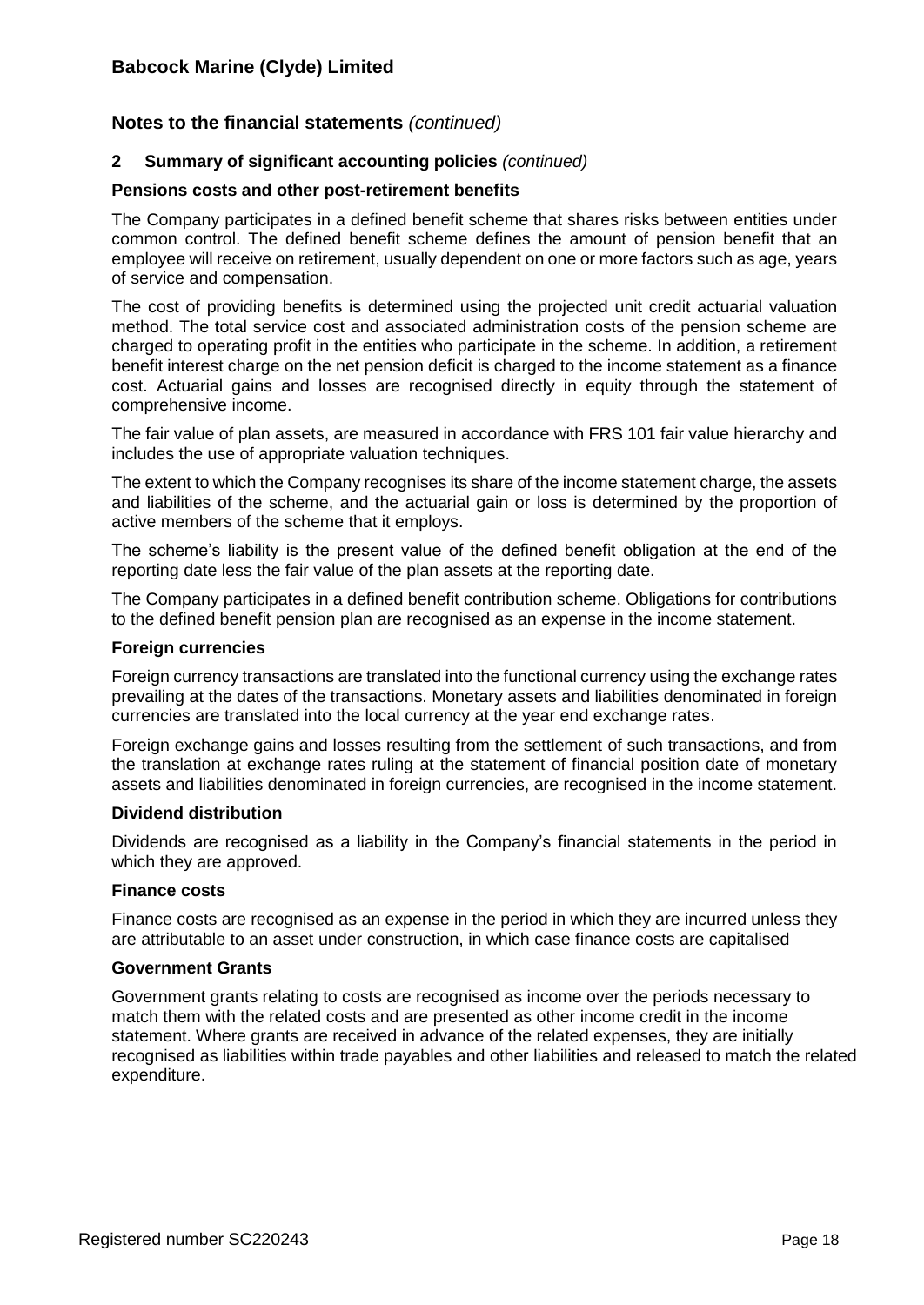## Notes to the financial statements *(continued)*

### 2 Summary of significant accounting policies *(continued)*

**Pensions costs and other post-retirement benefits**

The Company participates in a defined benefit scheme that shares risks between entities under common control. The defined benefit scheme defines the amount of pension benefit that an employee will receive on retirement, usually dependent on one or more factors such as age, years of service and compensation.

The cost of providing benefits is determined using the projected unit credit actuarial valuation method. The total service cost and associated administration costs of the pension scheme are charged to operating profit in the entities who participate in the scheme. In addition, a retirement benefit interest charge on the net pension deficit is charged to the income statement as a finance cost. Actuarial gains and losses are recognised directly in equity through the statement of comprehensive income.

The fair value of plan assets, are measured in accordance with FRS 101 fair value hierarchy and includes the use of appropriate valuation techniques.

The extent to which the Company recognises its share of the income statement charge, the assets and liabilities of the scheme, and the actuarial gain or loss is determined by the proportion of active members of the scheme that it employs.

The scheme's liability is the present value of the defined benefit obligation at the end of the reporting date less the fair value of the plan assets at the reporting date.

The Company participates in a defined benefit contribution scheme. Obligations for contributions to the defined benefit pension plan are recognised as an expense in the income statement.

**Foreign currencies**

Foreign currency transactions are translated into the functional currency using the exchange rates prevailing at the dates of the transactions. Monetary assets and liabilities denominated in foreign currencies are translated into the local currency at the year end exchange rates.

Foreign exchange gains and losses resulting from the settlement of such transactions, and from the translation at exchange rates ruling at the statement of financial position date of monetary assets and liabilities denominated in foreign currencies, are recognised in the income statement.

**Dividend distribution**

Dividends are recognised as a liability in the Company's financial statements in the period in which they are approved.

**Finance costs**

Finance costs are recognised as an expense in the period in which they are incurred unless they are attributable to an asset under construction, in which case finance costs are capitalised

**Government Grants**

Government grants relating to costs are recognised as income over the periods necessary to match them with the related costs and are presented as other income credit in the income statement. Where grants are received in advance of the related expenses, they are initially recognised as liabilities within trade payables and other liabilities and released to match the related expenditure.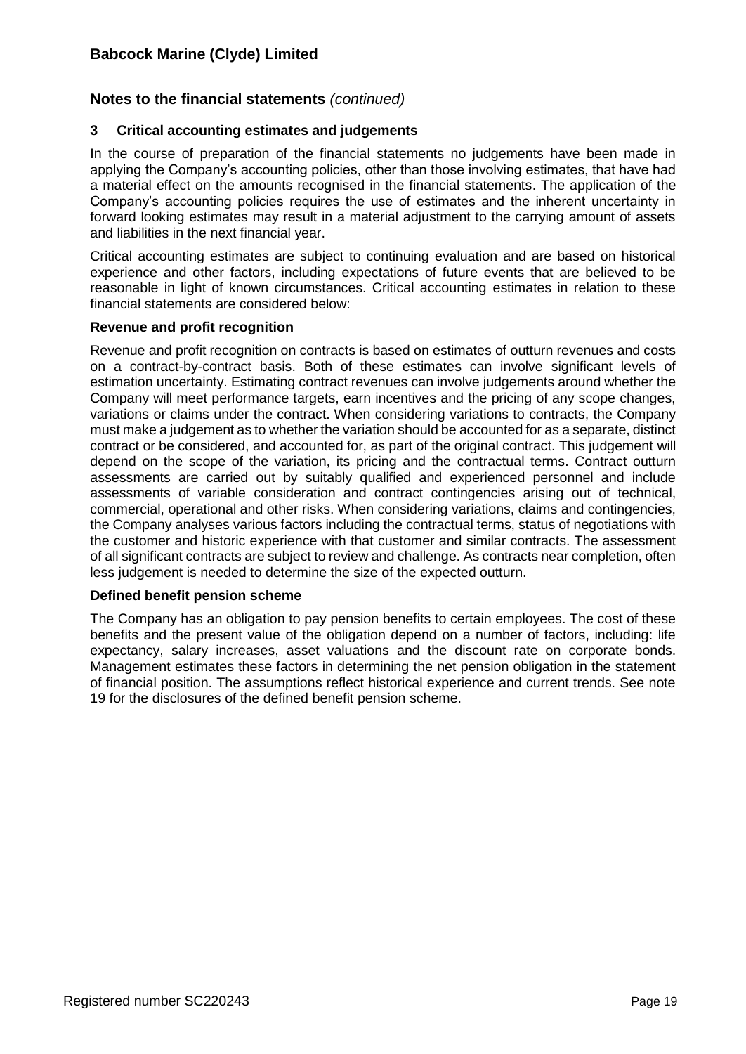## Notes to the financial statements *(continued)*

### 3 Critical accounting estimates and judgements

In the course of preparation of the financial statements no judgements have been made in applying the Company's accounting policies, other than those involving estimates, that have had a material effect on the amounts recognised in the financial statements. The application of the Company's accounting policies requires the use of estimates and the inherent uncertainty in forward looking estimates may result in a material adjustment to the carrying amount of assets and liabilities in the next financial year.

Critical accounting estimates are subject to continuing evaluation and are based on historical experience and other factors, including expectations of future events that are believed to be reasonable in light of known circumstances. Critical accounting estimates in relation to these financial statements are considered below:

**Revenue and profit recognition**

Revenue and profit recognition on contracts is based on estimates of outturn revenues and costs on a contract-by-contract basis. Both of these estimates can involve significant levels of estimation uncertainty. Estimating contract revenues can involve judgements around whether the Company will meet performance targets, earn incentives and the pricing of any scope changes, variations or claims under the contract. When considering variations to contracts, the Company must make a judgement as to whether the variation should be accounted for as a separate, distinct contract or be considered, and accounted for, as part of the original contract. This judgement will depend on the scope of the variation, its pricing and the contractual terms. Contract outturn assessments are carried out by suitably qualified and experienced personnel and include assessments of variable consideration and contract contingencies arising out of technical, commercial, operational and other risks. When considering variations, claims and contingencies, the Company analyses various factors including the contractual terms, status of negotiations with the customer and historic experience with that customer and similar contracts. The assessment of all significant contracts are subject to review and challenge. As contracts near completion, often less judgement is needed to determine the size of the expected outturn.

**Defined benefit pension scheme**

The Company has an obligation to pay pension benefits to certain employees. The cost of these benefits and the present value of the obligation depend on a number of factors, including: life expectancy, salary increases, asset valuations and the discount rate on corporate bonds. Management estimates these factors in determining the net pension obligation in the statement of financial position. The assumptions reflect historical experience and current trends. See note 19 for the disclosures of the defined benefit pension scheme.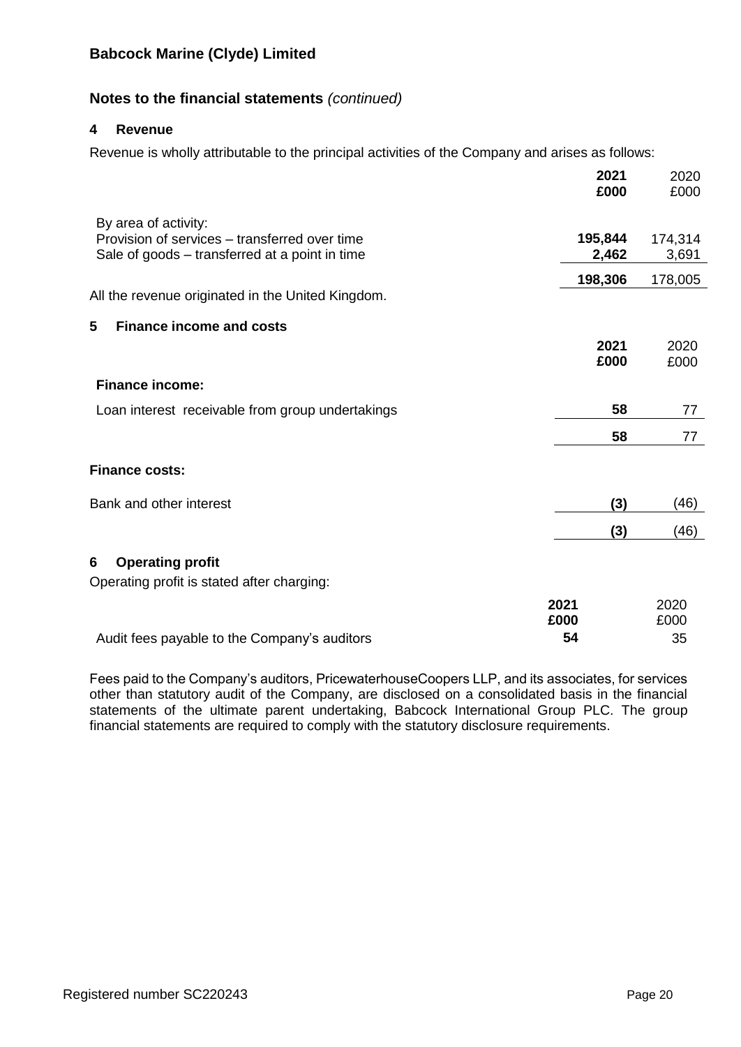## Notes to the financial statements *(continued)*

### 4 Revenue

Revenue is wholly attributable to the principal activities of the Company and arises as follows:

| | 2021 £000 | 2020 £000 |
|---|---|---|
| By area of activity: | | |
| Provision of services – transferred over time | **195,844** | 174,314 |
| Sale of goods – transferred at a point in time | **2,462** | 3,691 |
| | **198,306** | 178,005 |

All the revenue originated in the United Kingdom.

### 5 Finance income and costs

| | 2021 £000 | 2020 £000 |
|---|---|---|
| **Finance income:** | | |
| Loan interest receivable from group undertakings | **58** | 77 |
| | **58** | 77 |
| **Finance costs:** | | |
| Bank and other interest | **(3)** | (46) |
| | **(3)** | (46) |

### 6 Operating profit

Operating profit is stated after charging:

| | 2021 £000 | 2020 £000 |
|---|---|---|
| Audit fees payable to the Company's auditors | **54** | 35 |

Fees paid to the Company's auditors, PricewaterhouseCoopers LLP, and its associates, for services other than statutory audit of the Company, are disclosed on a consolidated basis in the financial statements of the ultimate parent undertaking, Babcock International Group PLC. The group financial statements are required to comply with the statutory disclosure requirements.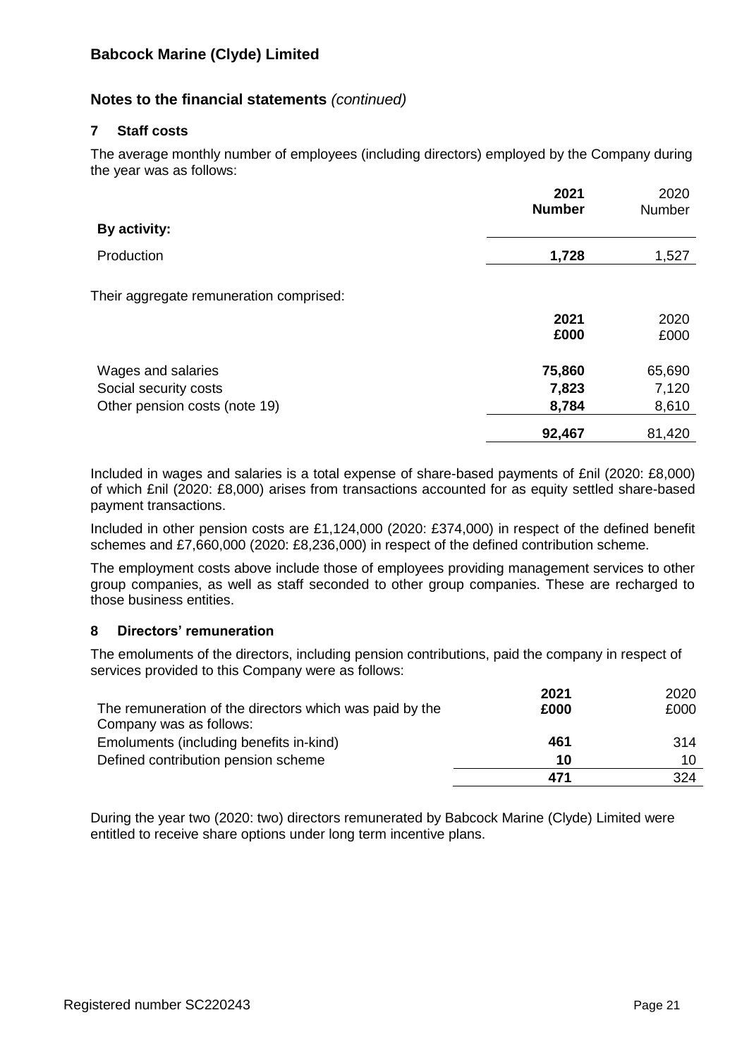# Babcock Marine (Clyde) Limited

## Notes to the financial statements *(continued)*

### 7 Staff costs

The average monthly number of employees (including directors) employed by the Company during the year was as follows:

| | 2021 Number | 2020 Number |
|---|---|---|
| **By activity:** | | |
| Production | **1,728** | 1,527 |

Their aggregate remuneration comprised:

| | 2021 £000 | 2020 £000 |
|---|---|---|
| Wages and salaries | **75,860** | 65,690 |
| Social security costs | **7,823** | 7,120 |
| Other pension costs (note 19) | **8,784** | 8,610 |
| | **92,467** | 81,420 |

Included in wages and salaries is a total expense of share-based payments of £nil (2020: £8,000) of which £nil (2020: £8,000) arises from transactions accounted for as equity settled share-based payment transactions.

Included in other pension costs are £1,124,000 (2020: £374,000) in respect of the defined benefit schemes and £7,660,000 (2020: £8,236,000) in respect of the defined contribution scheme.

The employment costs above include those of employees providing management services to other group companies, as well as staff seconded to other group companies. These are recharged to those business entities.

### 8 Directors' remuneration

The emoluments of the directors, including pension contributions, paid the company in respect of services provided to this Company were as follows:

| The remuneration of the directors which was paid by the Company was as follows: | 2021 £000 | 2020 £000 |
|---|---|---|
| Emoluments (including benefits in-kind) | **461** | 314 |
| Defined contribution pension scheme | **10** | 10 |
| | **471** | 324 |

During the year two (2020: two) directors remunerated by Babcock Marine (Clyde) Limited were entitled to receive share options under long term incentive plans.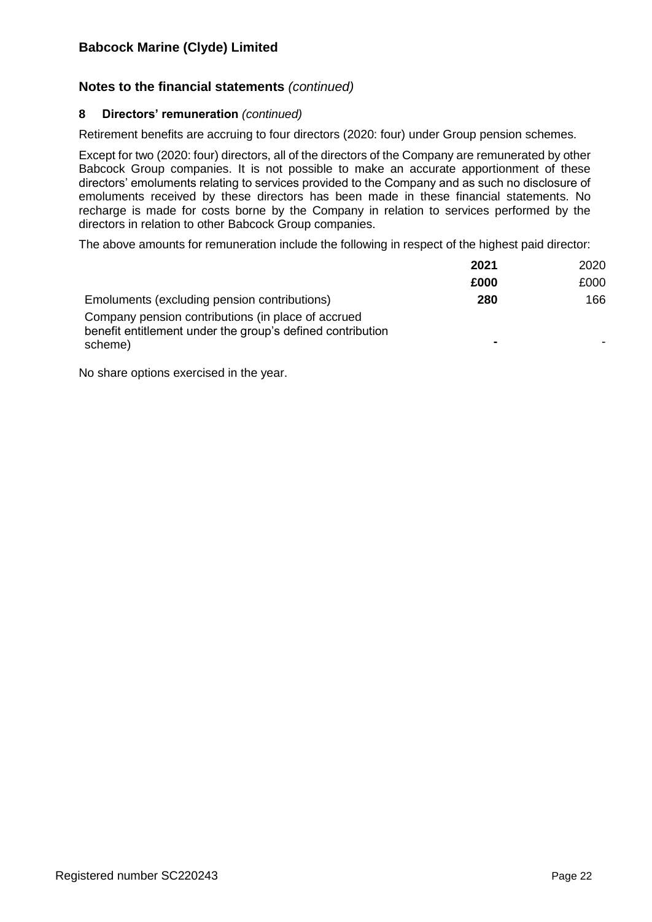## Notes to the financial statements *(continued)*

### 8 Directors' remuneration *(continued)*

Retirement benefits are accruing to four directors (2020: four) under Group pension schemes.

Except for two (2020: four) directors, all of the directors of the Company are remunerated by other Babcock Group companies. It is not possible to make an accurate apportionment of these directors' emoluments relating to services provided to the Company and as such no disclosure of emoluments received by these directors has been made in these financial statements. No recharge is made for costs borne by the Company in relation to services performed by the directors in relation to other Babcock Group companies.

The above amounts for remuneration include the following in respect of the highest paid director:

| | **2021** | 2020 |
|---|---|---|
| | **£000** | £000 |
| Emoluments (excluding pension contributions) | **280** | 166 |
| Company pension contributions (in place of accrued benefit entitlement under the group's defined contribution scheme) | **-** | - |

No share options exercised in the year.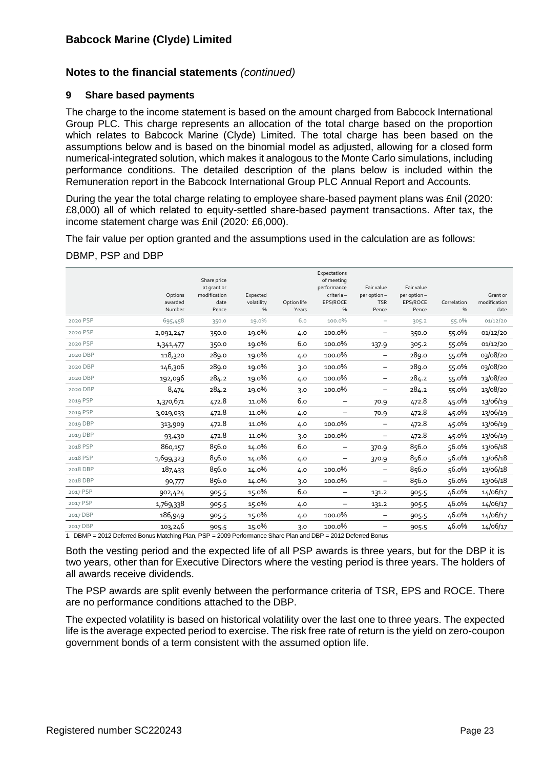# Babcock Marine (Clyde) Limited

## Notes to the financial statements *(continued)*

### 9 Share based payments

The charge to the income statement is based on the amount charged from Babcock International Group PLC. This charge represents an allocation of the total charge based on the proportion which relates to Babcock Marine (Clyde) Limited. The total charge has been based on the assumptions below and is based on the binomial model as adjusted, allowing for a closed form numerical-integrated solution, which makes it analogous to the Monte Carlo simulations, including performance conditions. The detailed description of the plans below is included within the Remuneration report in the Babcock International Group PLC Annual Report and Accounts.

During the year the total charge relating to employee share-based payment plans was £nil (2020: £8,000) all of which related to equity-settled share-based payment transactions. After tax, the income statement charge was £nil (2020: £6,000).

The fair value per option granted and the assumptions used in the calculation are as follows:

DBMP, PSP and DBP

| | Options awarded Number | Share price at grant or modification date Pence | Expected volatility % | Option life Years | Expectations of meeting performance criteria – EPS/ROCE % | Fair value per option – TSR Pence | Fair value per option – EPS/ROCE Pence | Correlation % | Grant or modification date |
|---|---|---|---|---|---|---|---|---|---|
| 2020 PSP | 695,458 | 350.0 | 19.0% | 6.0 | 100.0% | – | 305.2 | 55.0% | 01/12/20 |
| 2020 PSP | 2,091,247 | 350.0 | 19.0% | 4.0 | 100.0% | – | 350.0 | 55.0% | 01/12/20 |
| 2020 PSP | 1,341,477 | 350.0 | 19.0% | 6.0 | 100.0% | 137.9 | 305.2 | 55.0% | 01/12/20 |
| 2020 DBP | 118,320 | 289.0 | 19.0% | 4.0 | 100.0% | – | 289.0 | 55.0% | 03/08/20 |
| 2020 DBP | 146,306 | 289.0 | 19.0% | 3.0 | 100.0% | – | 289.0 | 55.0% | 03/08/20 |
| 2020 DBP | 192,096 | 284.2 | 19.0% | 4.0 | 100.0% | – | 284.2 | 55.0% | 13/08/20 |
| 2020 DBP | 8,474 | 284.2 | 19.0% | 3.0 | 100.0% | – | 284.2 | 55.0% | 13/08/20 |
| 2019 PSP | 1,370,671 | 472.8 | 11.0% | 6.0 | – | 70.9 | 472.8 | 45.0% | 13/06/19 |
| 2019 PSP | 3,019,033 | 472.8 | 11.0% | 4.0 | – | 70.9 | 472.8 | 45.0% | 13/06/19 |
| 2019 DBP | 313,909 | 472.8 | 11.0% | 4.0 | 100.0% | – | 472.8 | 45.0% | 13/06/19 |
| 2019 DBP | 93,430 | 472.8 | 11.0% | 3.0 | 100.0% | – | 472.8 | 45.0% | 13/06/19 |
| 2018 PSP | 860,157 | 856.0 | 14.0% | 6.0 | – | 370.9 | 856.0 | 56.0% | 13/06/18 |
| 2018 PSP | 1,699,323 | 856.0 | 14.0% | 4.0 | – | 370.9 | 856.0 | 56.0% | 13/06/18 |
| 2018 DBP | 187,433 | 856.0 | 14.0% | 4.0 | 100.0% | – | 856.0 | 56.0% | 13/06/18 |
| 2018 DBP | 90,777 | 856.0 | 14.0% | 3.0 | 100.0% | – | 856.0 | 56.0% | 13/06/18 |
| 2017 PSP | 902,424 | 905.5 | 15.0% | 6.0 | – | 131.2 | 905.5 | 46.0% | 14/06/17 |
| 2017 PSP | 1,769,338 | 905.5 | 15.0% | 4.0 | – | 131.2 | 905.5 | 46.0% | 14/06/17 |
| 2017 DBP | 186,949 | 905.5 | 15.0% | 4.0 | 100.0% | – | 905.5 | 46.0% | 14/06/17 |
| 2017 DBP | 103,246 | 905.5 | 15.0% | 3.0 | 100.0% | – | 905.5 | 46.0% | 14/06/17 |

1. DBMP = 2012 Deferred Bonus Matching Plan, PSP = 2009 Performance Share Plan and DBP = 2012 Deferred Bonus

Both the vesting period and the expected life of all PSP awards is three years, but for the DBP it is two years, other than for Executive Directors where the vesting period is three years. The holders of all awards receive dividends.

The PSP awards are split evenly between the performance criteria of TSR, EPS and ROCE. There are no performance conditions attached to the DBP.

The expected volatility is based on historical volatility over the last one to three years. The expected life is the average expected period to exercise. The risk free rate of return is the yield on zero-coupon government bonds of a term consistent with the assumed option life.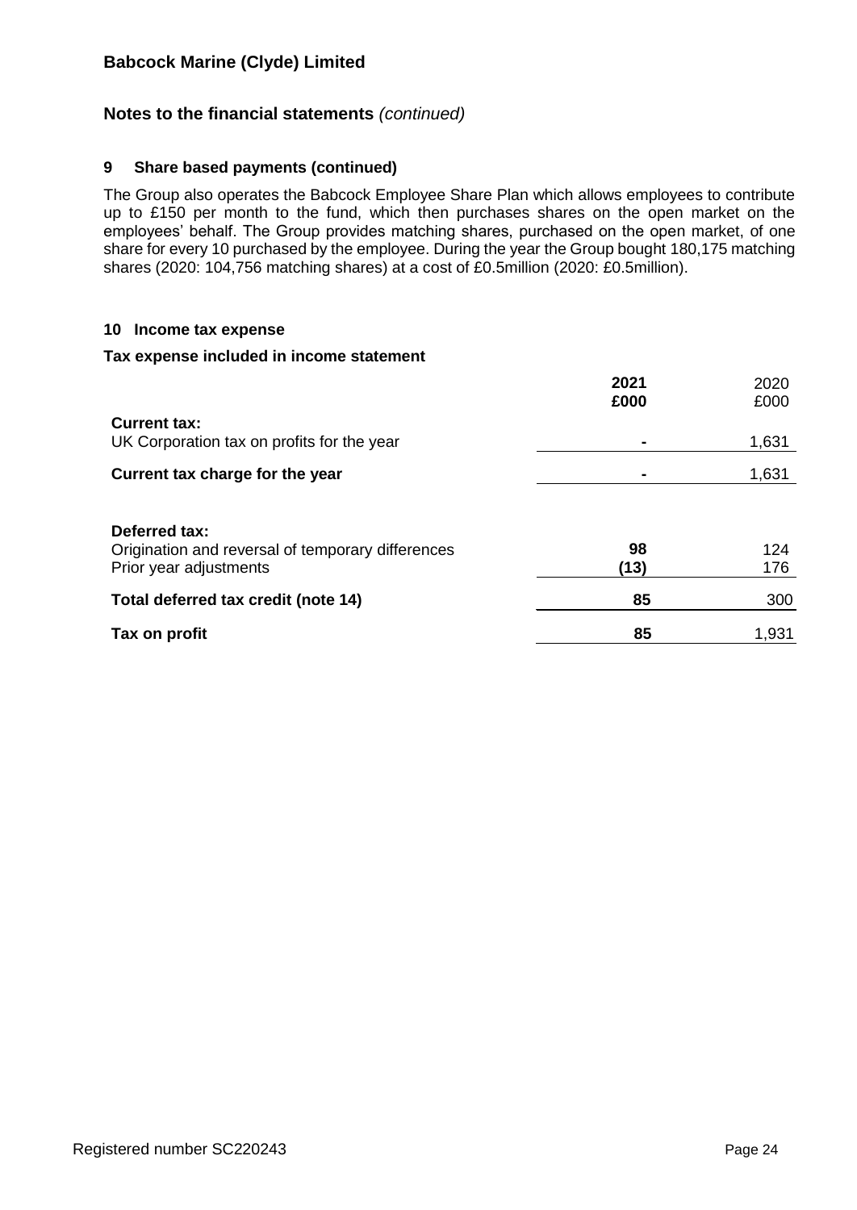## Babcock Marine (Clyde) Limited

## Notes to the financial statements *(continued)*

### 9 Share based payments (continued)

The Group also operates the Babcock Employee Share Plan which allows employees to contribute up to £150 per month to the fund, which then purchases shares on the open market on the employees' behalf. The Group provides matching shares, purchased on the open market, of one share for every 10 purchased by the employee. During the year the Group bought 180,175 matching shares (2020: 104,756 matching shares) at a cost of £0.5million (2020: £0.5million).

### 10 Income tax expense

**Tax expense included in income statement**

| | **2021** | 2020 |
|---|---|---|
| | **£000** | £000 |
| **Current tax:** | | |
| UK Corporation tax on profits for the year | **-** | 1,631 |
| **Current tax charge for the year** | **-** | 1,631 |
| | | |
| **Deferred tax:** | | |
| Origination and reversal of temporary differences | **98** | 124 |
| Prior year adjustments | **(13)** | 176 |
| **Total deferred tax credit (note 14)** | **85** | 300 |
| **Tax on profit** | **85** | 1,931 |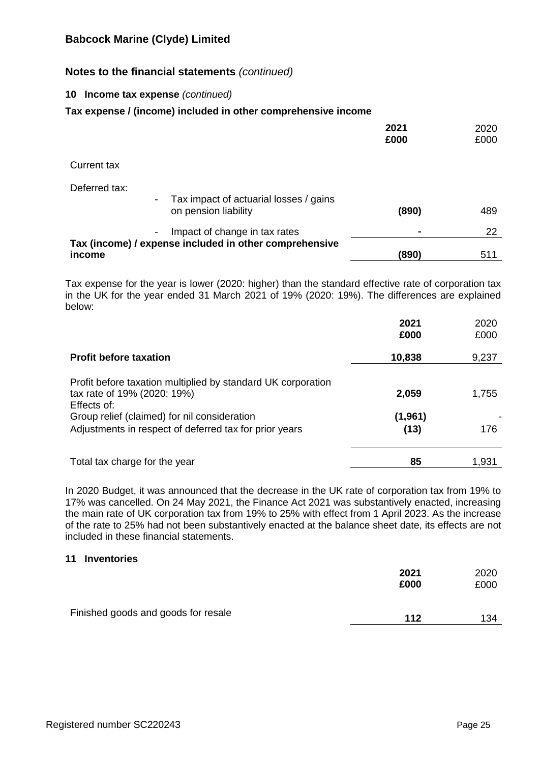## Notes to the financial statements *(continued)*

### 10 Income tax expense *(continued)*

**Tax expense / (income) included in other comprehensive income**

| | **2021 £000** | 2020 £000 |
|---|---|---|
| Current tax | | |
| Deferred tax: | | |
| - Tax impact of actuarial losses / gains on pension liability | **(890)** | 489 |
| - Impact of change in tax rates | **-** | 22 |
| **Tax (income) / expense included in other comprehensive income** | **(890)** | 511 |

Tax expense for the year is lower (2020: higher) than the standard effective rate of corporation tax in the UK for the year ended 31 March 2021 of 19% (2020: 19%). The differences are explained below:

| | **2021 £000** | 2020 £000 |
|---|---|---|
| **Profit before taxation** | **10,838** | 9,237 |
| Profit before taxation multiplied by standard UK corporation tax rate of 19% (2020: 19%) | **2,059** | 1,755 |
| Effects of: | | |
| Group relief (claimed) for nil consideration | **(1,961)** | - |
| Adjustments in respect of deferred tax for prior years | **(13)** | 176 |
| Total tax charge for the year | **85** | 1,931 |

In 2020 Budget, it was announced that the decrease in the UK rate of corporation tax from 19% to 17% was cancelled. On 24 May 2021, the Finance Act 2021 was substantively enacted, increasing the main rate of UK corporation tax from 19% to 25% with effect from 1 April 2023. As the increase of the rate to 25% had not been substantively enacted at the balance sheet date, its effects are not included in these financial statements.

### 11 Inventories

| | **2021 £000** | 2020 £000 |
|---|---|---|
| Finished goods and goods for resale | **112** | 134 |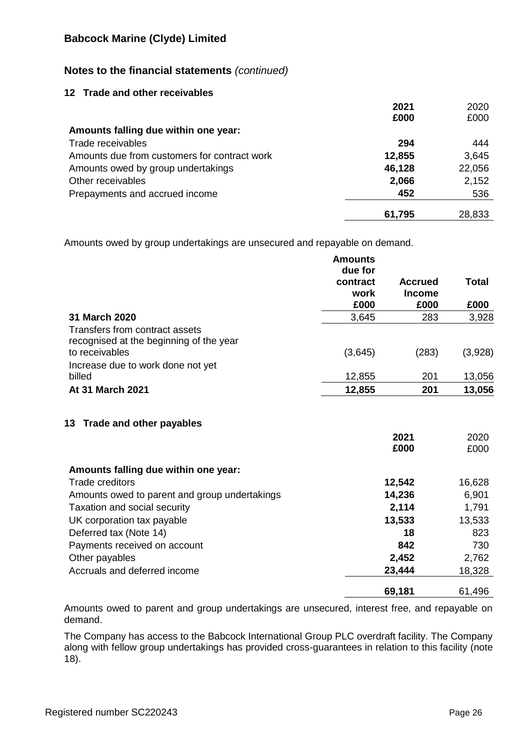# Babcock Marine (Clyde) Limited

## Notes to the financial statements *(continued)*

### 12 Trade and other receivables

| | 2021 £000 | 2020 £000 |
|---|---|---|
| **Amounts falling due within one year:** | | |
| Trade receivables | **294** | 444 |
| Amounts due from customers for contract work | **12,855** | 3,645 |
| Amounts owed by group undertakings | **46,128** | 22,056 |
| Other receivables | **2,066** | 2,152 |
| Prepayments and accrued income | **452** | 536 |
| | **61,795** | 28,833 |

Amounts owed by group undertakings are unsecured and repayable on demand.

| | Amounts due for contract work £000 | Accrued Income £000 | Total £000 |
|---|---|---|---|
| **31 March 2020** | 3,645 | 283 | 3,928 |
| Transfers from contract assets recognised at the beginning of the year to receivables | (3,645) | (283) | (3,928) |
| Increase due to work done not yet billed | 12,855 | 201 | 13,056 |
| **At 31 March 2021** | **12,855** | **201** | **13,056** |

### 13 Trade and other payables

| | 2021 £000 | 2020 £000 |
|---|---|---|
| **Amounts falling due within one year:** | | |
| Trade creditors | **12,542** | 16,628 |
| Amounts owed to parent and group undertakings | **14,236** | 6,901 |
| Taxation and social security | **2,114** | 1,791 |
| UK corporation tax payable | **13,533** | 13,533 |
| Deferred tax (Note 14) | **18** | 823 |
| Payments received on account | **842** | 730 |
| Other payables | **2,452** | 2,762 |
| Accruals and deferred income | **23,444** | 18,328 |
| | **69,181** | 61,496 |

Amounts owed to parent and group undertakings are unsecured, interest free, and repayable on demand.

The Company has access to the Babcock International Group PLC overdraft facility. The Company along with fellow group undertakings has provided cross-guarantees in relation to this facility (note 18).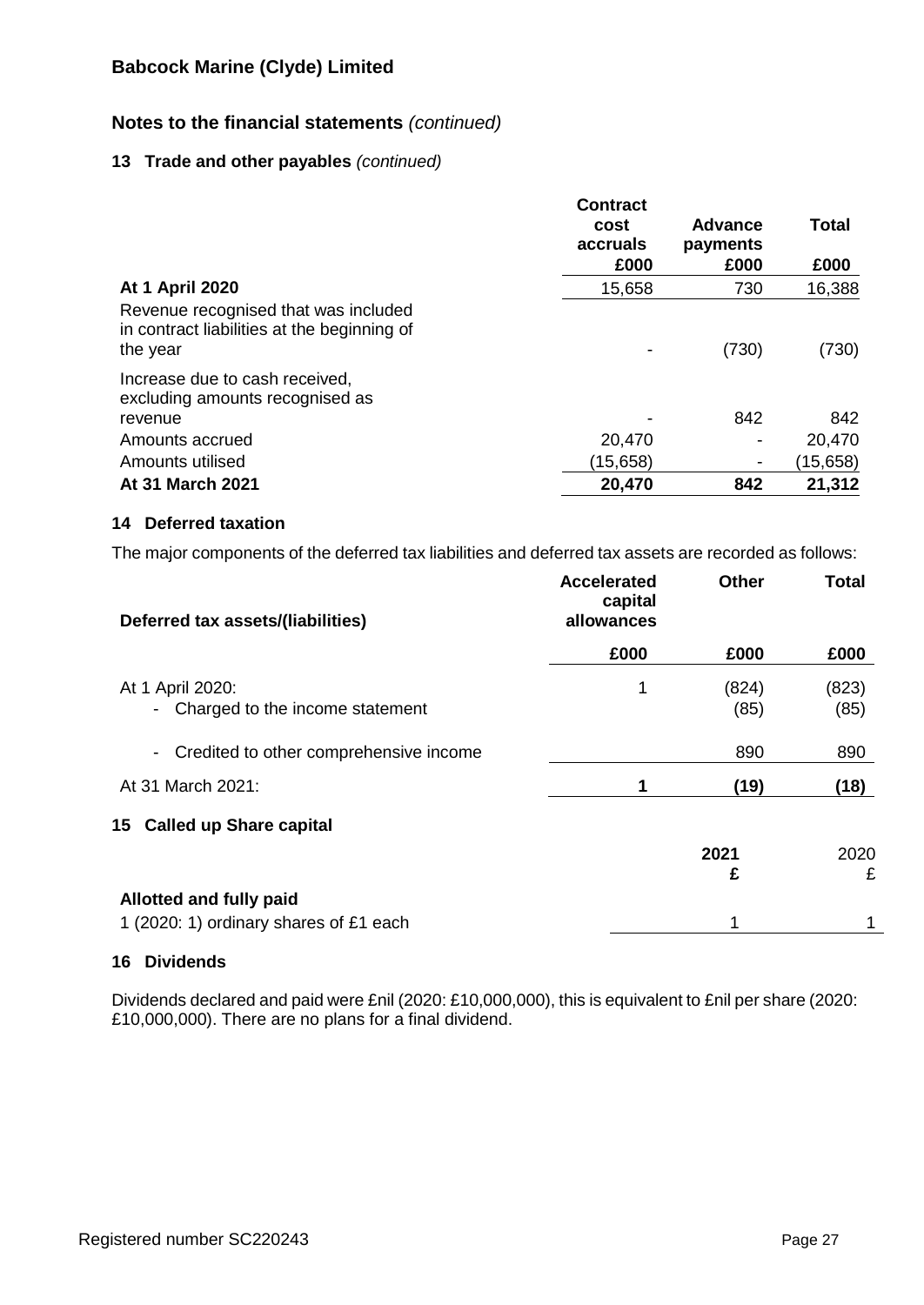## Babcock Marine (Clyde) Limited

## Notes to the financial statements *(continued)*

### 13 Trade and other payables *(continued)*

| | Contract cost accruals £000 | Advance payments £000 | Total £000 |
|---|---|---|---|
| **At 1 April 2020** | 15,658 | 730 | 16,388 |
| Revenue recognised that was included in contract liabilities at the beginning of the year | - | (730) | (730) |
| Increase due to cash received, excluding amounts recognised as revenue | - | 842 | 842 |
| Amounts accrued | 20,470 | - | 20,470 |
| Amounts utilised | (15,658) | - | (15,658) |
| **At 31 March 2021** | **20,470** | **842** | **21,312** |

### 14 Deferred taxation

The major components of the deferred tax liabilities and deferred tax assets are recorded as follows:

| Deferred tax assets/(liabilities) | Accelerated capital allowances | Other | Total |
|---|---|---|---|
| | £000 | £000 | £000 |
| At 1 April 2020: | 1 | (824) | (823) |
| - Charged to the income statement | | (85) | (85) |
| - Credited to other comprehensive income | | 890 | 890 |
| At 31 March 2021: | **1** | **(19)** | **(18)** |

### 15 Called up Share capital

| | 2021 £ | 2020 £ |
|---|---|---|
| **Allotted and fully paid** | | |
| 1 (2020: 1) ordinary shares of £1 each | 1 | 1 |

### 16 Dividends

Dividends declared and paid were £nil (2020: £10,000,000), this is equivalent to £nil per share (2020: £10,000,000). There are no plans for a final dividend.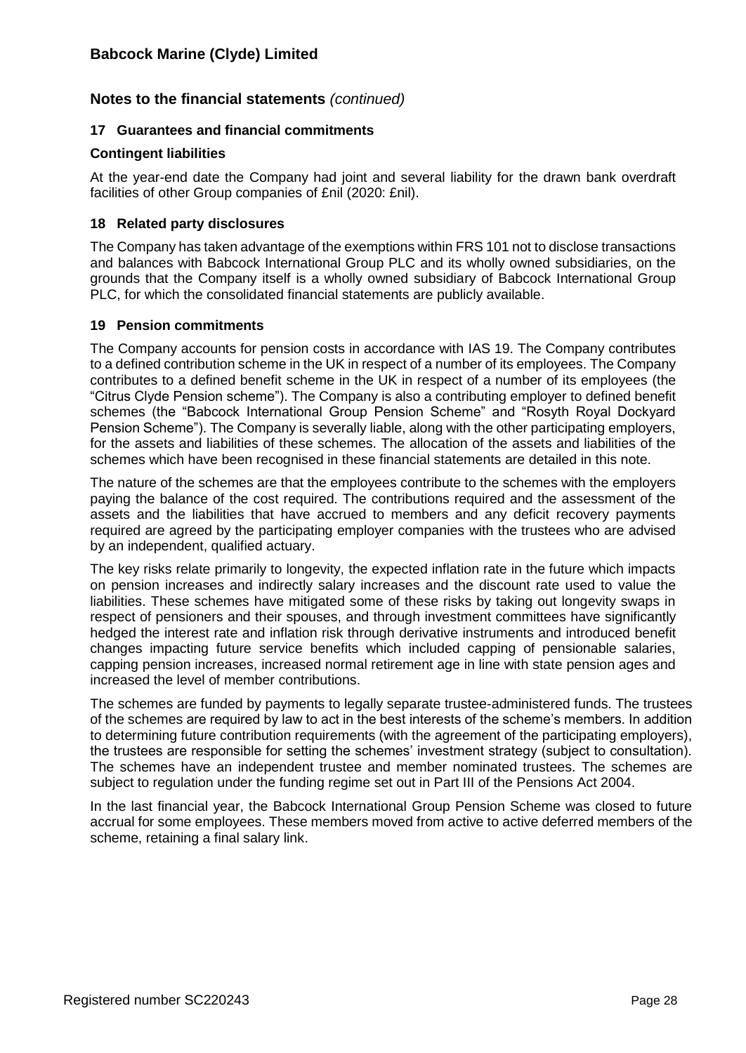## Notes to the financial statements *(continued)*

### 17 Guarantees and financial commitments

#### Contingent liabilities

At the year-end date the Company had joint and several liability for the drawn bank overdraft facilities of other Group companies of £nil (2020: £nil).

### 18 Related party disclosures

The Company has taken advantage of the exemptions within FRS 101 not to disclose transactions and balances with Babcock International Group PLC and its wholly owned subsidiaries, on the grounds that the Company itself is a wholly owned subsidiary of Babcock International Group PLC, for which the consolidated financial statements are publicly available.

### 19 Pension commitments

The Company accounts for pension costs in accordance with IAS 19. The Company contributes to a defined contribution scheme in the UK in respect of a number of its employees. The Company contributes to a defined benefit scheme in the UK in respect of a number of its employees (the "Citrus Clyde Pension scheme"). The Company is also a contributing employer to defined benefit schemes (the "Babcock International Group Pension Scheme" and "Rosyth Royal Dockyard Pension Scheme"). The Company is severally liable, along with the other participating employers, for the assets and liabilities of these schemes. The allocation of the assets and liabilities of the schemes which have been recognised in these financial statements are detailed in this note.

The nature of the schemes are that the employees contribute to the schemes with the employers paying the balance of the cost required. The contributions required and the assessment of the assets and the liabilities that have accrued to members and any deficit recovery payments required are agreed by the participating employer companies with the trustees who are advised by an independent, qualified actuary.

The key risks relate primarily to longevity, the expected inflation rate in the future which impacts on pension increases and indirectly salary increases and the discount rate used to value the liabilities. These schemes have mitigated some of these risks by taking out longevity swaps in respect of pensioners and their spouses, and through investment committees have significantly hedged the interest rate and inflation risk through derivative instruments and introduced benefit changes impacting future service benefits which included capping of pensionable salaries, capping pension increases, increased normal retirement age in line with state pension ages and increased the level of member contributions.

The schemes are funded by payments to legally separate trustee-administered funds. The trustees of the schemes are required by law to act in the best interests of the scheme's members. In addition to determining future contribution requirements (with the agreement of the participating employers), the trustees are responsible for setting the schemes' investment strategy (subject to consultation). The schemes have an independent trustee and member nominated trustees. The schemes are subject to regulation under the funding regime set out in Part III of the Pensions Act 2004.

In the last financial year, the Babcock International Group Pension Scheme was closed to future accrual for some employees. These members moved from active to active deferred members of the scheme, retaining a final salary link.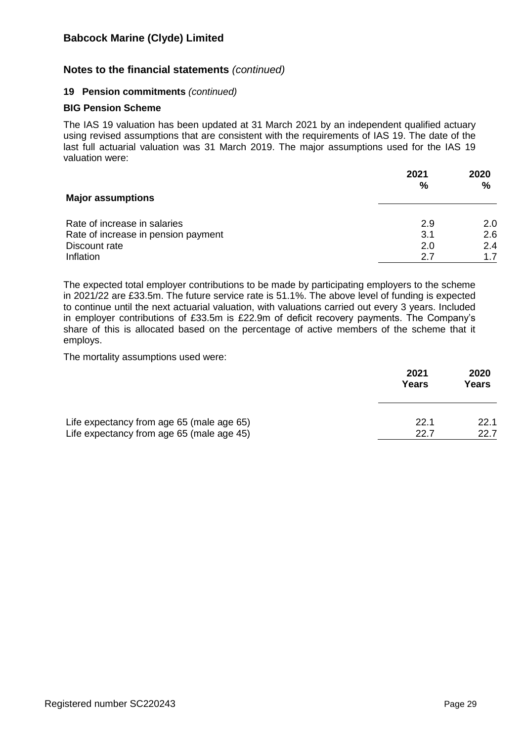# Babcock Marine (Clyde) Limited

## Notes to the financial statements *(continued)*

### 19 Pension commitments *(continued)*

**BIG Pension Scheme**

The IAS 19 valuation has been updated at 31 March 2021 by an independent qualified actuary using revised assumptions that are consistent with the requirements of IAS 19. The date of the last full actuarial valuation was 31 March 2019. The major assumptions used for the IAS 19 valuation were:

| **Major assumptions** | **2021 %** | **2020 %** |
|---|---|---|
| Rate of increase in salaries | 2.9 | 2.0 |
| Rate of increase in pension payment | 3.1 | 2.6 |
| Discount rate | 2.0 | 2.4 |
| Inflation | 2.7 | 1.7 |

The expected total employer contributions to be made by participating employers to the scheme in 2021/22 are £33.5m. The future service rate is 51.1%. The above level of funding is expected to continue until the next actuarial valuation, with valuations carried out every 3 years. Included in employer contributions of £33.5m is £22.9m of deficit recovery payments. The Company's share of this is allocated based on the percentage of active members of the scheme that it employs.

The mortality assumptions used were:

| | **2021 Years** | **2020 Years** |
|---|---|---|
| Life expectancy from age 65 (male age 65) | 22.1 | 22.1 |
| Life expectancy from age 65 (male age 45) | 22.7 | 22.7 |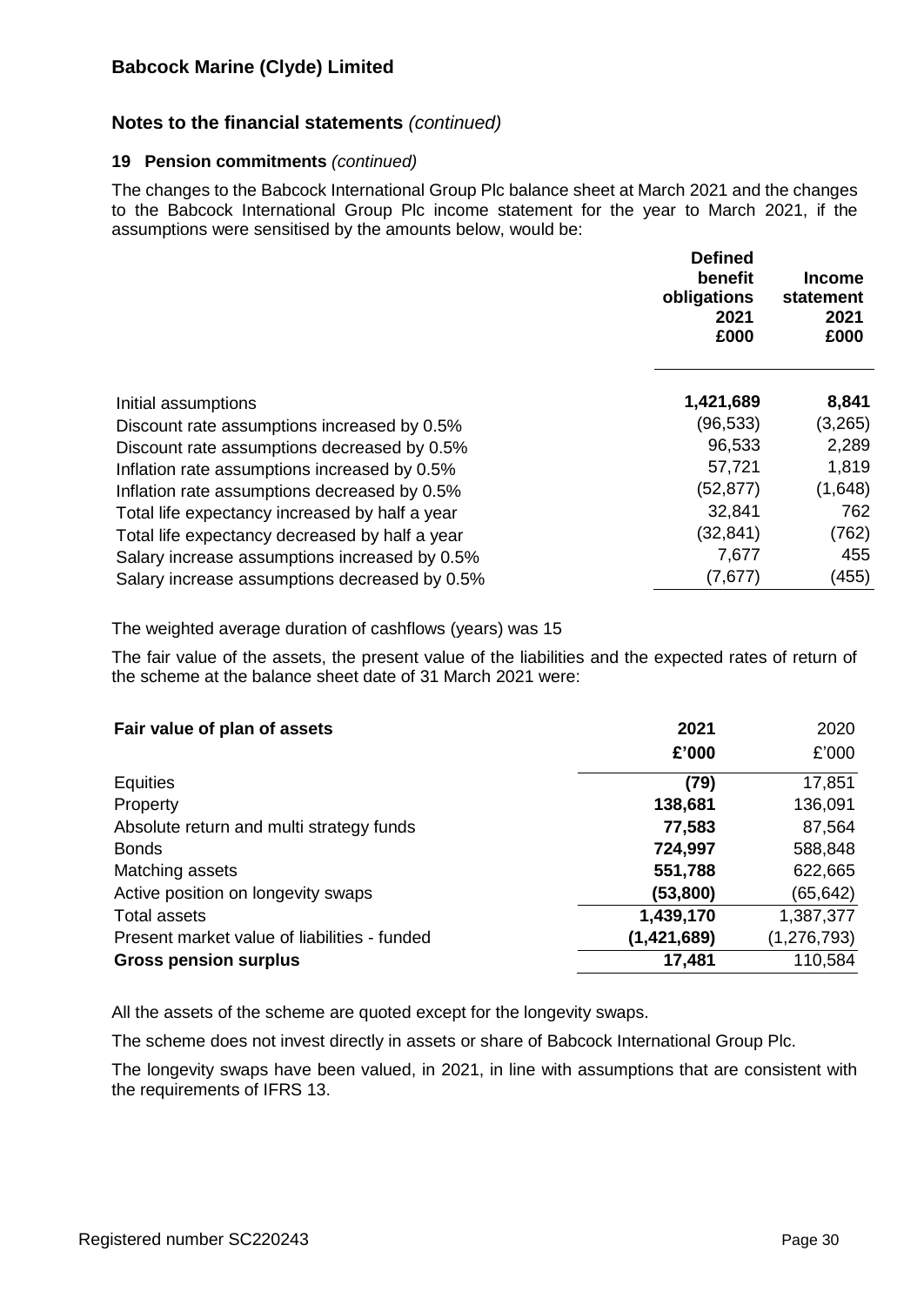## Notes to the financial statements *(continued)*

### 19 Pension commitments *(continued)*

The changes to the Babcock International Group Plc balance sheet at March 2021 and the changes to the Babcock International Group Plc income statement for the year to March 2021, if the assumptions were sensitised by the amounts below, would be:

| | Defined benefit obligations 2021 £000 | Income statement 2021 £000 |
|---|---|---|
| Initial assumptions | **1,421,689** | **8,841** |
| Discount rate assumptions increased by 0.5% | (96,533) | (3,265) |
| Discount rate assumptions decreased by 0.5% | 96,533 | 2,289 |
| Inflation rate assumptions increased by 0.5% | 57,721 | 1,819 |
| Inflation rate assumptions decreased by 0.5% | (52,877) | (1,648) |
| Total life expectancy increased by half a year | 32,841 | 762 |
| Total life expectancy decreased by half a year | (32,841) | (762) |
| Salary increase assumptions increased by 0.5% | 7,677 | 455 |
| Salary increase assumptions decreased by 0.5% | (7,677) | (455) |

The weighted average duration of cashflows (years) was 15

The fair value of the assets, the present value of the liabilities and the expected rates of return of the scheme at the balance sheet date of 31 March 2021 were:

| **Fair value of plan of assets** | **2021** | 2020 |
|---|---|---|
| | **£'000** | £'000 |
| Equities | **(79)** | 17,851 |
| Property | **138,681** | 136,091 |
| Absolute return and multi strategy funds | **77,583** | 87,564 |
| Bonds | **724,997** | 588,848 |
| Matching assets | **551,788** | 622,665 |
| Active position on longevity swaps | **(53,800)** | (65,642) |
| Total assets | **1,439,170** | 1,387,377 |
| Present market value of liabilities - funded | **(1,421,689)** | (1,276,793) |
| **Gross pension surplus** | **17,481** | 110,584 |

All the assets of the scheme are quoted except for the longevity swaps.

The scheme does not invest directly in assets or share of Babcock International Group Plc.

The longevity swaps have been valued, in 2021, in line with assumptions that are consistent with the requirements of IFRS 13.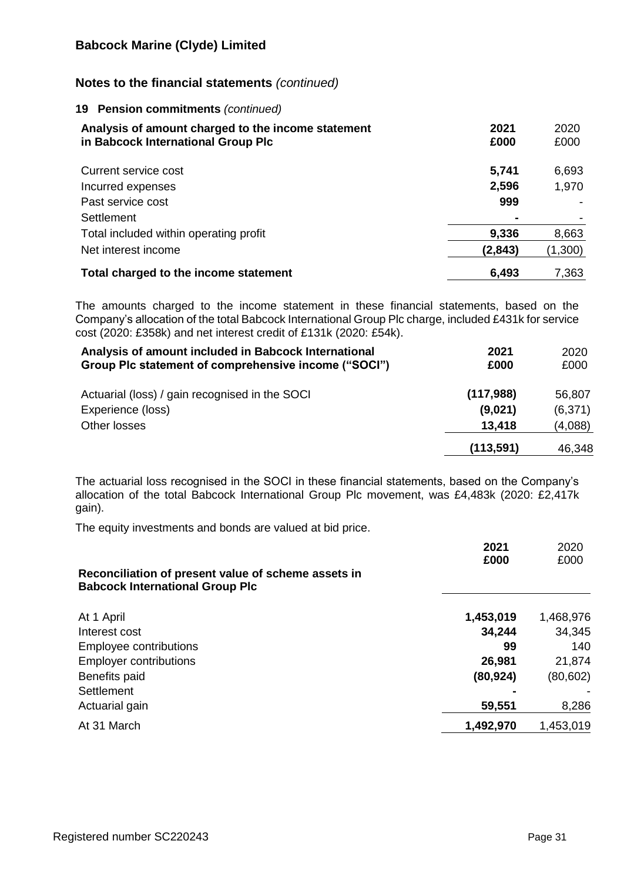**Babcock Marine (Clyde) Limited**

**Notes to the financial statements** *(continued)*

**19 Pension commitments** *(continued)*

| Analysis of amount charged to the income statement in Babcock International Group Plc | 2021 £000 | 2020 £000 |
|---|---|---|
| Current service cost | **5,741** | 6,693 |
| Incurred expenses | **2,596** | 1,970 |
| Past service cost | **999** | - |
| Settlement | **-** | - |
| Total included within operating profit | **9,336** | 8,663 |
| Net interest income | **(2,843)** | (1,300) |
| **Total charged to the income statement** | **6,493** | 7,363 |

The amounts charged to the income statement in these financial statements, based on the Company's allocation of the total Babcock International Group Plc charge, included £431k for service cost (2020: £358k) and net interest credit of £131k (2020: £54k).

| Analysis of amount included in Babcock International Group Plc statement of comprehensive income ("SOCI") | 2021 £000 | 2020 £000 |
|---|---|---|
| Actuarial (loss) / gain recognised in the SOCI | **(117,988)** | 56,807 |
| Experience (loss) | **(9,021)** | (6,371) |
| Other losses | **13,418** | (4,088) |
| | **(113,591)** | 46,348 |

The actuarial loss recognised in the SOCI in these financial statements, based on the Company's allocation of the total Babcock International Group Plc movement, was £4,483k (2020: £2,417k gain).

The equity investments and bonds are valued at bid price.

| Reconciliation of present value of scheme assets in Babcock International Group Plc | 2021 £000 | 2020 £000 |
|---|---|---|
| At 1 April | **1,453,019** | 1,468,976 |
| Interest cost | **34,244** | 34,345 |
| Employee contributions | **99** | 140 |
| Employer contributions | **26,981** | 21,874 |
| Benefits paid | **(80,924)** | (80,602) |
| Settlement | **-** | - |
| Actuarial gain | **59,551** | 8,286 |
| At 31 March | **1,492,970** | 1,453,019 |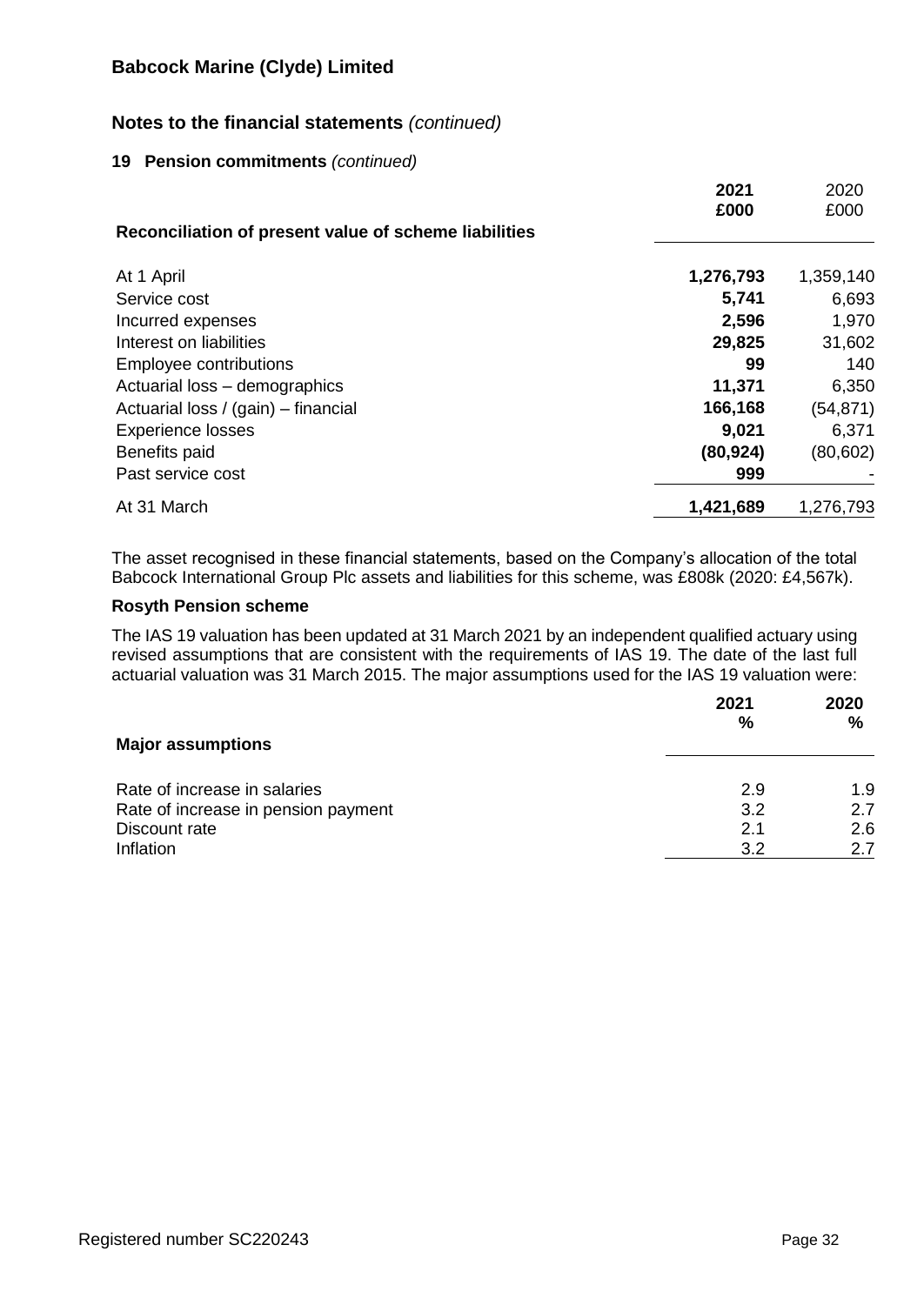# Babcock Marine (Clyde) Limited

## Notes to the financial statements *(continued)*

### 19 Pension commitments *(continued)*

| Reconciliation of present value of scheme liabilities | **2021 £000** | 2020 £000 |
|---|---|---|
| At 1 April | **1,276,793** | 1,359,140 |
| Service cost | **5,741** | 6,693 |
| Incurred expenses | **2,596** | 1,970 |
| Interest on liabilities | **29,825** | 31,602 |
| Employee contributions | **99** | 140 |
| Actuarial loss – demographics | **11,371** | 6,350 |
| Actuarial loss / (gain) – financial | **166,168** | (54,871) |
| Experience losses | **9,021** | 6,371 |
| Benefits paid | **(80,924)** | (80,602) |
| Past service cost | **999** | - |
| At 31 March | **1,421,689** | 1,276,793 |

The asset recognised in these financial statements, based on the Company's allocation of the total Babcock International Group Plc assets and liabilities for this scheme, was £808k (2020: £4,567k).

**Rosyth Pension scheme**

The IAS 19 valuation has been updated at 31 March 2021 by an independent qualified actuary using revised assumptions that are consistent with the requirements of IAS 19. The date of the last full actuarial valuation was 31 March 2015. The major assumptions used for the IAS 19 valuation were:

| Major assumptions | **2021 %** | **2020 %** |
|---|---|---|
| Rate of increase in salaries | 2.9 | 1.9 |
| Rate of increase in pension payment | 3.2 | 2.7 |
| Discount rate | 2.1 | 2.6 |
| Inflation | 3.2 | 2.7 |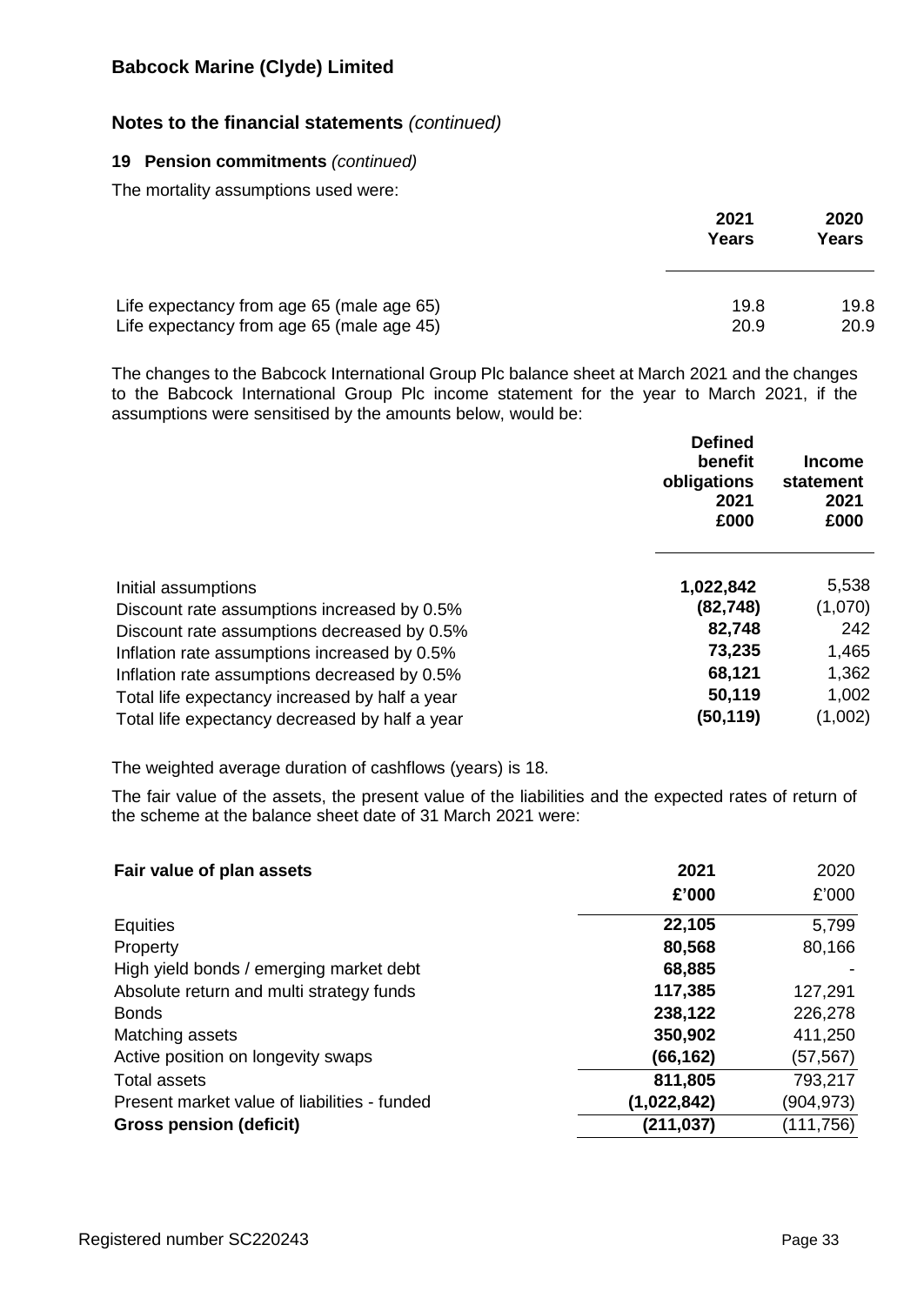# Babcock Marine (Clyde) Limited

## Notes to the financial statements *(continued)*

### 19 Pension commitments *(continued)*

The mortality assumptions used were:

| | 2021 Years | 2020 Years |
|---|---|---|
| Life expectancy from age 65 (male age 65) | 19.8 | 19.8 |
| Life expectancy from age 65 (male age 45) | 20.9 | 20.9 |

The changes to the Babcock International Group Plc balance sheet at March 2021 and the changes to the Babcock International Group Plc income statement for the year to March 2021, if the assumptions were sensitised by the amounts below, would be:

| | Defined benefit obligations 2021 £000 | Income statement 2021 £000 |
|---|---|---|
| Initial assumptions | **1,022,842** | 5,538 |
| Discount rate assumptions increased by 0.5% | **(82,748)** | (1,070) |
| Discount rate assumptions decreased by 0.5% | **82,748** | 242 |
| Inflation rate assumptions increased by 0.5% | **73,235** | 1,465 |
| Inflation rate assumptions decreased by 0.5% | **68,121** | 1,362 |
| Total life expectancy increased by half a year | **50,119** | 1,002 |
| Total life expectancy decreased by half a year | **(50,119)** | (1,002) |

The weighted average duration of cashflows (years) is 18.

The fair value of the assets, the present value of the liabilities and the expected rates of return of the scheme at the balance sheet date of 31 March 2021 were:

| **Fair value of plan assets** | **2021** | 2020 |
|---|---|---|
| | **£'000** | £'000 |
| Equities | **22,105** | 5,799 |
| Property | **80,568** | 80,166 |
| High yield bonds / emerging market debt | **68,885** | - |
| Absolute return and multi strategy funds | **117,385** | 127,291 |
| Bonds | **238,122** | 226,278 |
| Matching assets | **350,902** | 411,250 |
| Active position on longevity swaps | **(66,162)** | (57,567) |
| Total assets | **811,805** | 793,217 |
| Present market value of liabilities - funded | **(1,022,842)** | (904,973) |
| **Gross pension (deficit)** | **(211,037)** | (111,756) |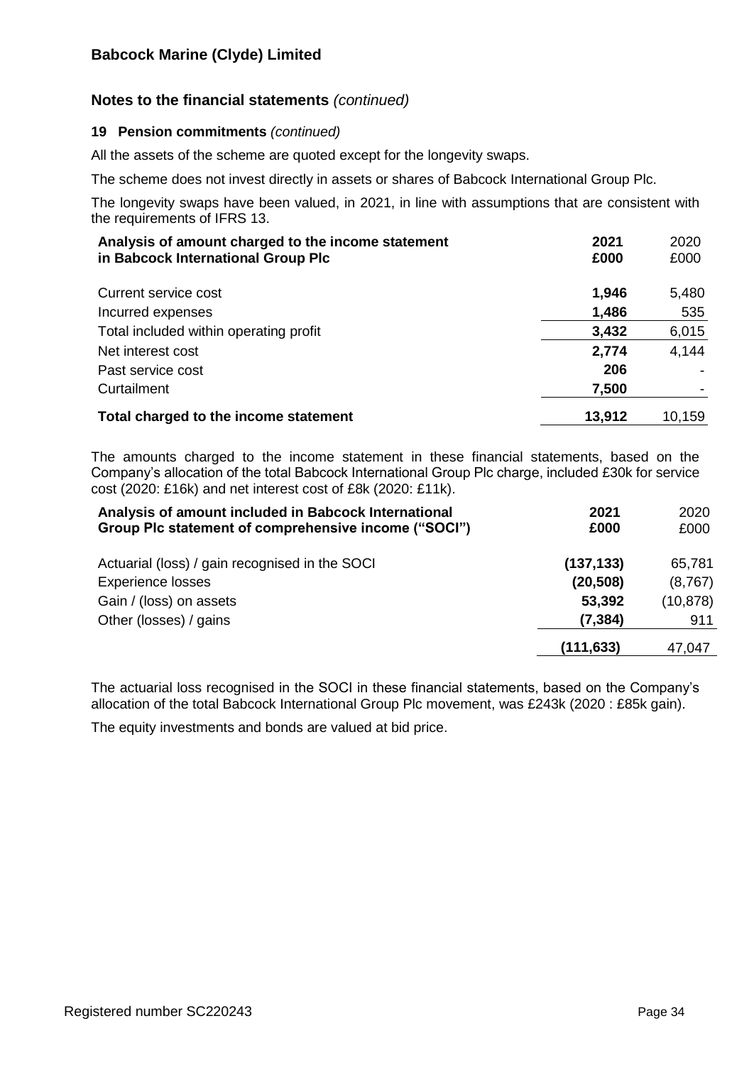## Notes to the financial statements *(continued)*

### 19 Pension commitments *(continued)*

All the assets of the scheme are quoted except for the longevity swaps.

The scheme does not invest directly in assets or shares of Babcock International Group Plc.

The longevity swaps have been valued, in 2021, in line with assumptions that are consistent with the requirements of IFRS 13.

| Analysis of amount charged to the income statement in Babcock International Group Plc | 2021 £000 | 2020 £000 |
|---|---|---|
| Current service cost | **1,946** | 5,480 |
| Incurred expenses | **1,486** | 535 |
| Total included within operating profit | **3,432** | 6,015 |
| Net interest cost | **2,774** | 4,144 |
| Past service cost | **206** | - |
| Curtailment | **7,500** | - |
| **Total charged to the income statement** | **13,912** | 10,159 |

The amounts charged to the income statement in these financial statements, based on the Company's allocation of the total Babcock International Group Plc charge, included £30k for service cost (2020: £16k) and net interest cost of £8k (2020: £11k).

| Analysis of amount included in Babcock International Group Plc statement of comprehensive income ("SOCI") | 2021 £000 | 2020 £000 |
|---|---|---|
| Actuarial (loss) / gain recognised in the SOCI | **(137,133)** | 65,781 |
| Experience losses | **(20,508)** | (8,767) |
| Gain / (loss) on assets | **53,392** | (10,878) |
| Other (losses) / gains | **(7,384)** | 911 |
| | **(111,633)** | 47,047 |

The actuarial loss recognised in the SOCI in these financial statements, based on the Company's allocation of the total Babcock International Group Plc movement, was £243k (2020 : £85k gain).

The equity investments and bonds are valued at bid price.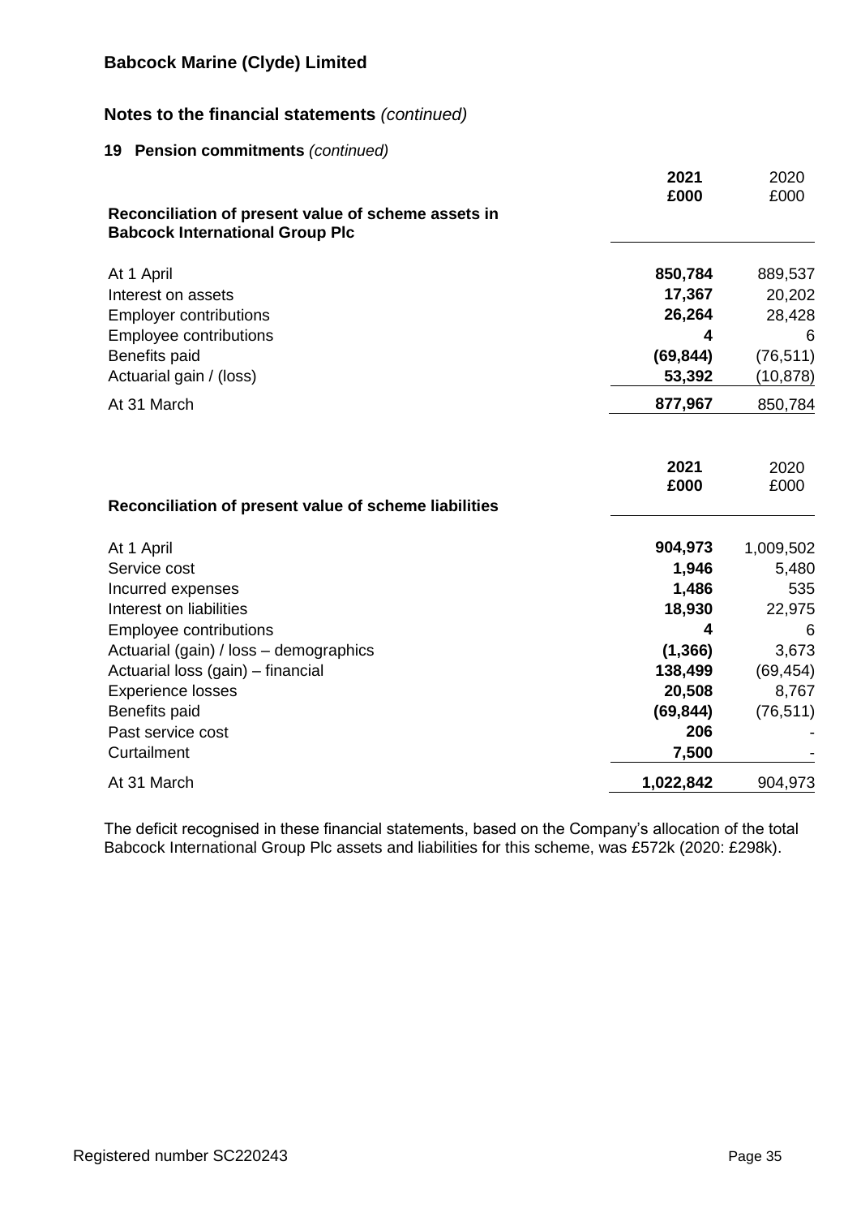**Babcock Marine (Clyde) Limited**

## Notes to the financial statements *(continued)*

### 19 Pension commitments *(continued)*

| Reconciliation of present value of scheme assets in Babcock International Group Plc | 2021 £000 | 2020 £000 |
|---|---|---|
| At 1 April | **850,784** | 889,537 |
| Interest on assets | **17,367** | 20,202 |
| Employer contributions | **26,264** | 28,428 |
| Employee contributions | **4** | 6 |
| Benefits paid | **(69,844)** | (76,511) |
| Actuarial gain / (loss) | **53,392** | (10,878) |
| At 31 March | **877,967** | 850,784 |

| Reconciliation of present value of scheme liabilities | 2021 £000 | 2020 £000 |
|---|---|---|
| At 1 April | **904,973** | 1,009,502 |
| Service cost | **1,946** | 5,480 |
| Incurred expenses | **1,486** | 535 |
| Interest on liabilities | **18,930** | 22,975 |
| Employee contributions | **4** | 6 |
| Actuarial (gain) / loss – demographics | **(1,366)** | 3,673 |
| Actuarial loss (gain) – financial | **138,499** | (69,454) |
| Experience losses | **20,508** | 8,767 |
| Benefits paid | **(69,844)** | (76,511) |
| Past service cost | **206** | - |
| Curtailment | **7,500** | - |
| At 31 March | **1,022,842** | 904,973 |

The deficit recognised in these financial statements, based on the Company's allocation of the total Babcock International Group Plc assets and liabilities for this scheme, was £572k (2020: £298k).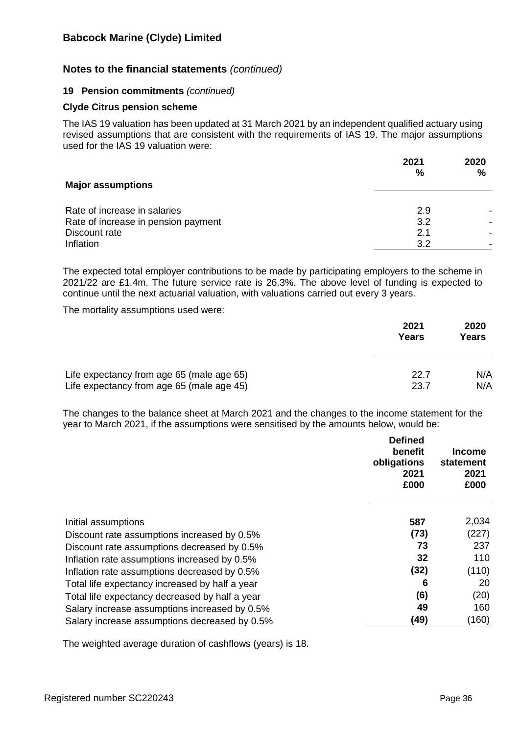# Babcock Marine (Clyde) Limited

## Notes to the financial statements *(continued)*

### 19 Pension commitments *(continued)*

#### Clyde Citrus pension scheme

The IAS 19 valuation has been updated at 31 March 2021 by an independent qualified actuary using revised assumptions that are consistent with the requirements of IAS 19. The major assumptions used for the IAS 19 valuation were:

| Major assumptions | 2021 % | 2020 % |
|---|---|---|
| Rate of increase in salaries | 2.9 | - |
| Rate of increase in pension payment | 3.2 | - |
| Discount rate | 2.1 | - |
| Inflation | 3.2 | - |

The expected total employer contributions to be made by participating employers to the scheme in 2021/22 are £1.4m. The future service rate is 26.3%. The above level of funding is expected to continue until the next actuarial valuation, with valuations carried out every 3 years.

The mortality assumptions used were:

| | 2021 Years | 2020 Years |
|---|---|---|
| Life expectancy from age 65 (male age 65) | 22.7 | N/A |
| Life expectancy from age 65 (male age 45) | 23.7 | N/A |

The changes to the balance sheet at March 2021 and the changes to the income statement for the year to March 2021, if the assumptions were sensitised by the amounts below, would be:

| | Defined benefit obligations 2021 £000 | Income statement 2021 £000 |
|---|---|---|
| Initial assumptions | **587** | 2,034 |
| Discount rate assumptions increased by 0.5% | **(73)** | (227) |
| Discount rate assumptions decreased by 0.5% | **73** | 237 |
| Inflation rate assumptions increased by 0.5% | **32** | 110 |
| Inflation rate assumptions decreased by 0.5% | **(32)** | (110) |
| Total life expectancy increased by half a year | **6** | 20 |
| Total life expectancy decreased by half a year | **(6)** | (20) |
| Salary increase assumptions increased by 0.5% | **49** | 160 |
| Salary increase assumptions decreased by 0.5% | **(49)** | (160) |

The weighted average duration of cashflows (years) is 18.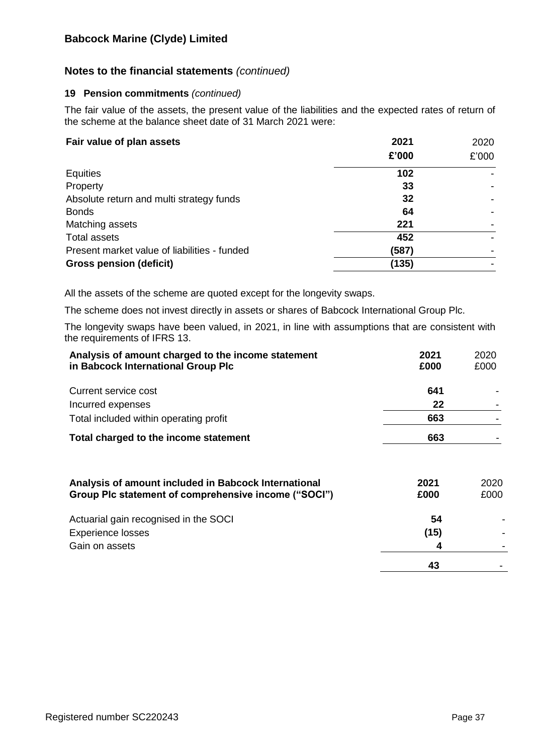# Babcock Marine (Clyde) Limited

## Notes to the financial statements *(continued)*

### 19 Pension commitments *(continued)*

The fair value of the assets, the present value of the liabilities and the expected rates of return of the scheme at the balance sheet date of 31 March 2021 were:

| Fair value of plan assets | 2021 £'000 | 2020 £'000 |
|---|---|---|
| Equities | 102 | - |
| Property | 33 | - |
| Absolute return and multi strategy funds | 32 | - |
| Bonds | 64 | - |
| Matching assets | 221 | - |
| Total assets | 452 | - |
| Present market value of liabilities - funded | (587) | - |
| **Gross pension (deficit)** | **(135)** | - |

All the assets of the scheme are quoted except for the longevity swaps.

The scheme does not invest directly in assets or shares of Babcock International Group Plc.

The longevity swaps have been valued, in 2021, in line with assumptions that are consistent with the requirements of IFRS 13.

| Analysis of amount charged to the income statement in Babcock International Group Plc | 2021 £000 | 2020 £000 |
|---|---|---|
| Current service cost | 641 | - |
| Incurred expenses | 22 | - |
| Total included within operating profit | 663 | - |
| **Total charged to the income statement** | **663** | - |

| Analysis of amount included in Babcock International Group Plc statement of comprehensive income ("SOCI") | 2021 £000 | 2020 £000 |
|---|---|---|
| Actuarial gain recognised in the SOCI | 54 | - |
| Experience losses | (15) | - |
| Gain on assets | 4 | - |
| | 43 | - |

Registered number SC220243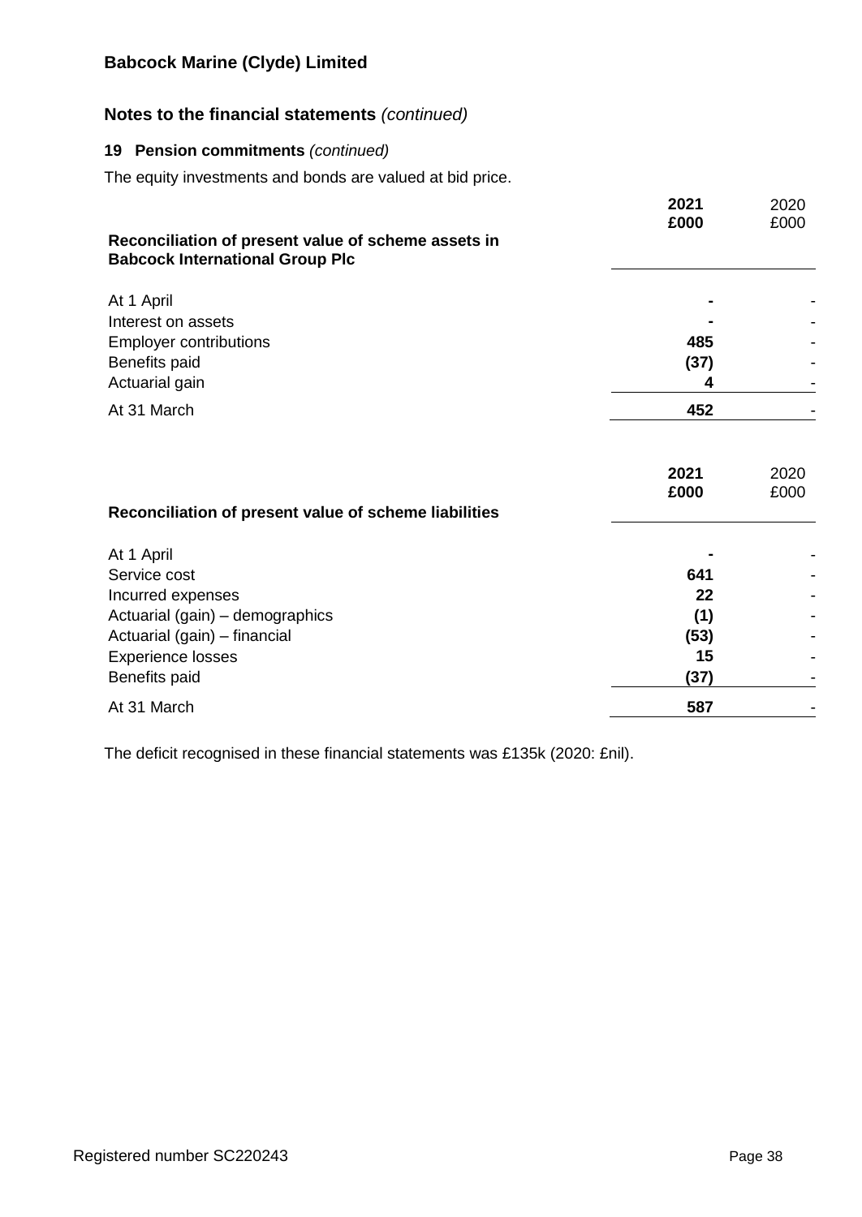**Babcock Marine (Clyde) Limited**

## Notes to the financial statements *(continued)*

### 19 Pension commitments *(continued)*

The equity investments and bonds are valued at bid price.

| Reconciliation of present value of scheme assets in Babcock International Group Plc | 2021 £000 | 2020 £000 |
|---|---|---|
| At 1 April | - | - |
| Interest on assets | - | - |
| Employer contributions | 485 | - |
| Benefits paid | (37) | - |
| Actuarial gain | 4 | - |
| At 31 March | 452 | - |

| Reconciliation of present value of scheme liabilities | 2021 £000 | 2020 £000 |
|---|---|---|
| At 1 April | - | - |
| Service cost | 641 | - |
| Incurred expenses | 22 | - |
| Actuarial (gain) – demographics | (1) | - |
| Actuarial (gain) – financial | (53) | - |
| Experience losses | 15 | - |
| Benefits paid | (37) | - |
| At 31 March | 587 | - |

The deficit recognised in these financial statements was £135k (2020: £nil).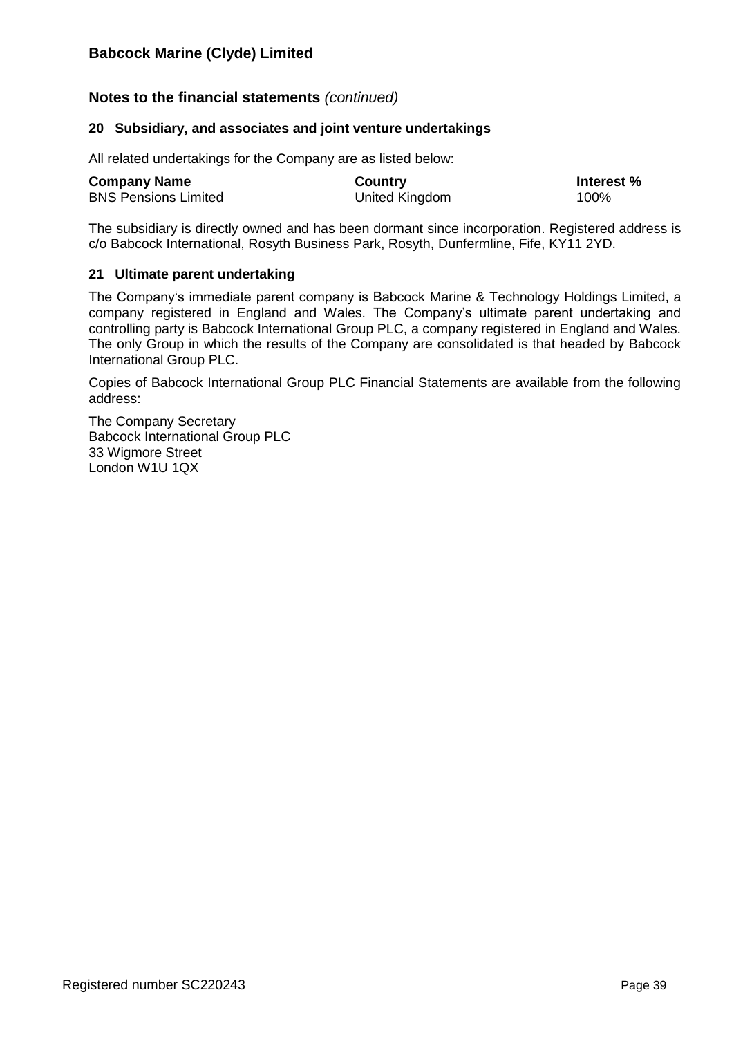# Babcock Marine (Clyde) Limited

## Notes to the financial statements *(continued)*

### 20 Subsidiary, and associates and joint venture undertakings

All related undertakings for the Company are as listed below:

| Company Name | Country | Interest % |
|---|---|---|
| BNS Pensions Limited | United Kingdom | 100% |

The subsidiary is directly owned and has been dormant since incorporation. Registered address is c/o Babcock International, Rosyth Business Park, Rosyth, Dunfermline, Fife, KY11 2YD.

### 21 Ultimate parent undertaking

The Company's immediate parent company is Babcock Marine & Technology Holdings Limited, a company registered in England and Wales. The Company's ultimate parent undertaking and controlling party is Babcock International Group PLC, a company registered in England and Wales. The only Group in which the results of the Company are consolidated is that headed by Babcock International Group PLC.

Copies of Babcock International Group PLC Financial Statements are available from the following address:

The Company Secretary
Babcock International Group PLC
33 Wigmore Street
London W1U 1QX

Registered number SC220243